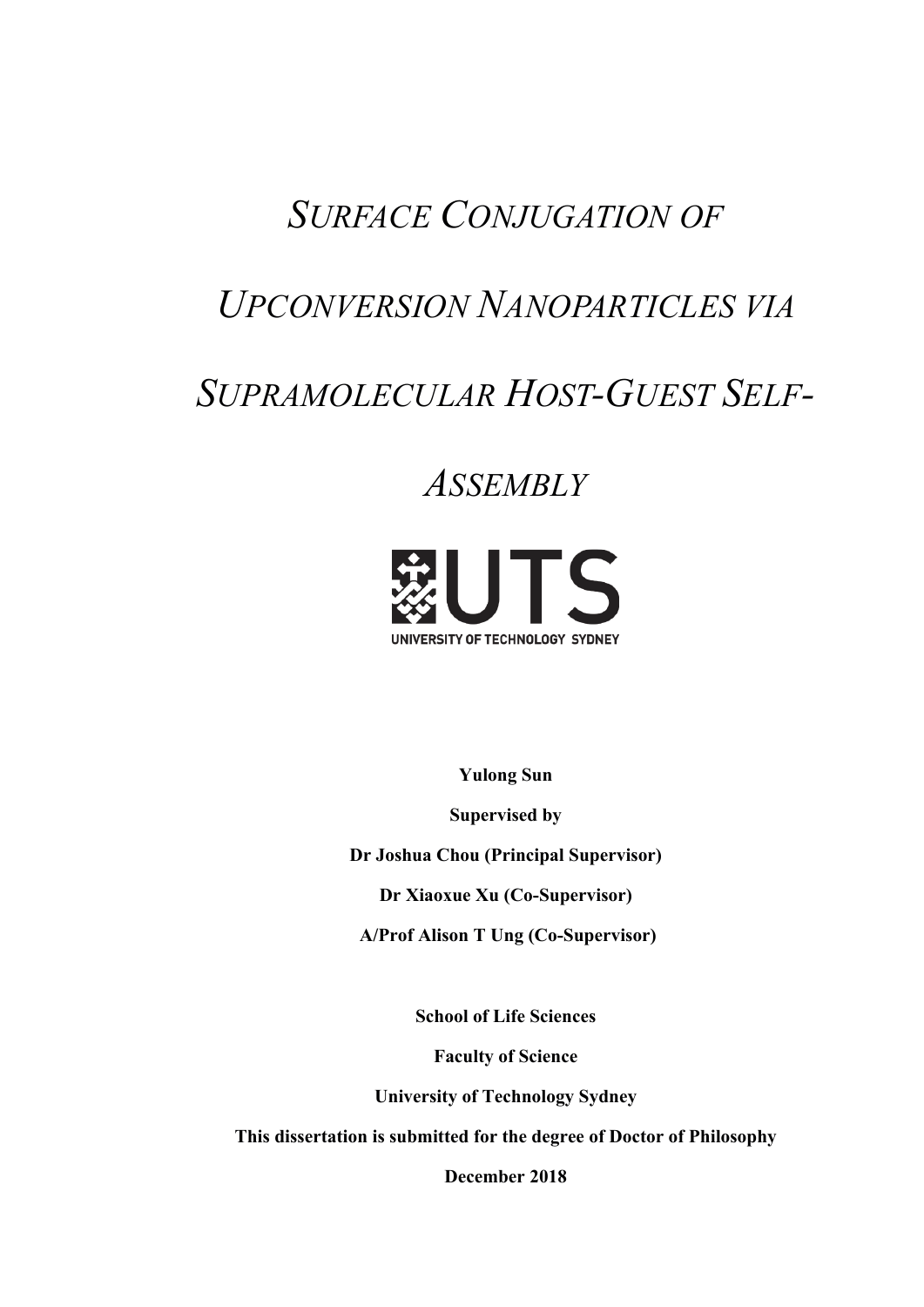# *Surface Conjugation of Upconversion Nanoparticles via Supramolecular Host-Guest Self-Assembly*

**Yulong Sun**

**Supervised by**

**Dr Joshua Chou (Principal Supervisor)**

**Dr Xiaoxue Xu (Co-Supervisor)**

**A/Prof Alison T Ung (Co-Supervisor)**

**School of Life Sciences**

**Faculty of Science**

**University of Technology Sydney**

**This dissertation is submitted for the degree of Doctor of Philosophy**

**December 2018**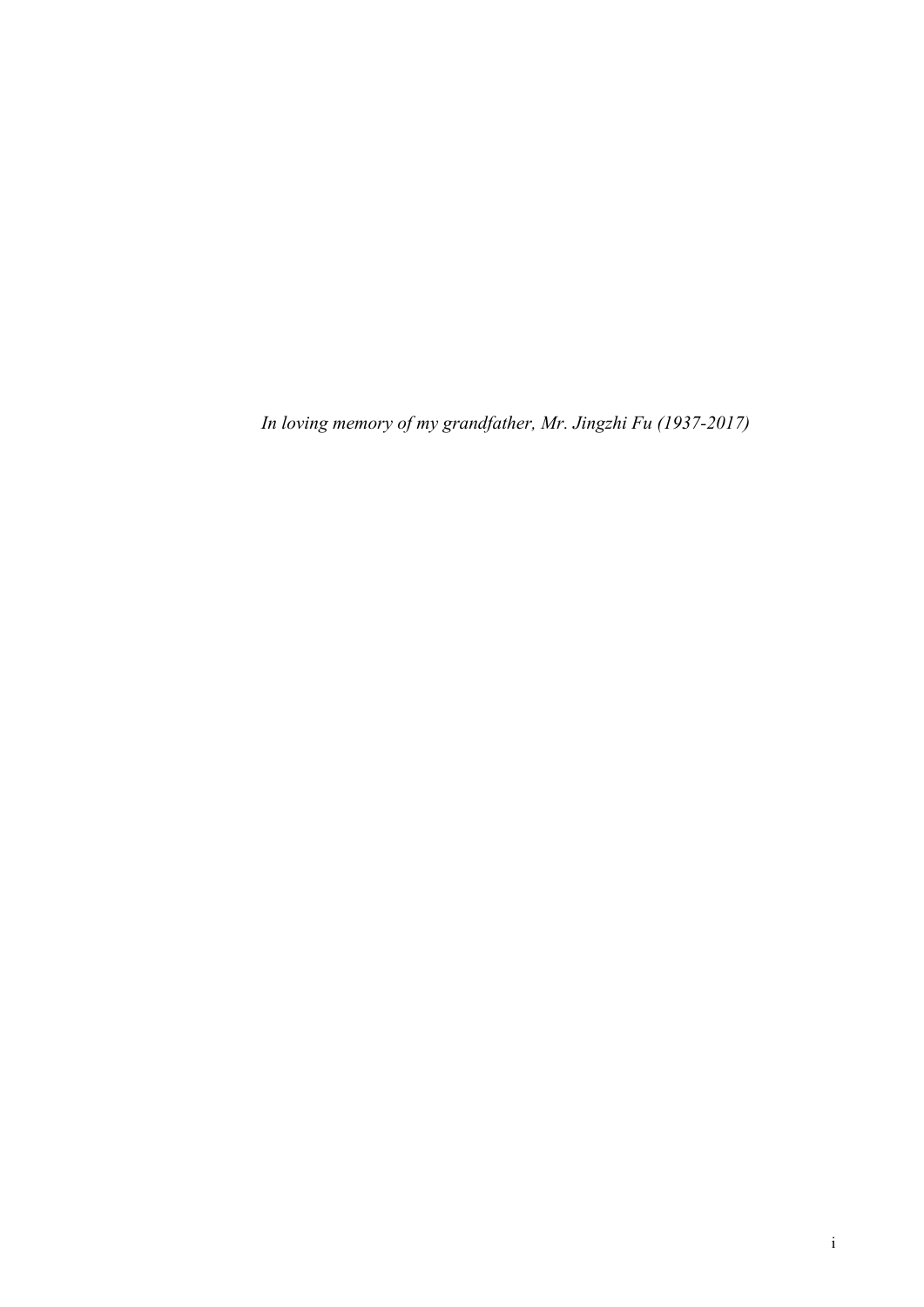*In loving memory of my grandfather, Mr. Jingzhi Fu (1937-2017)*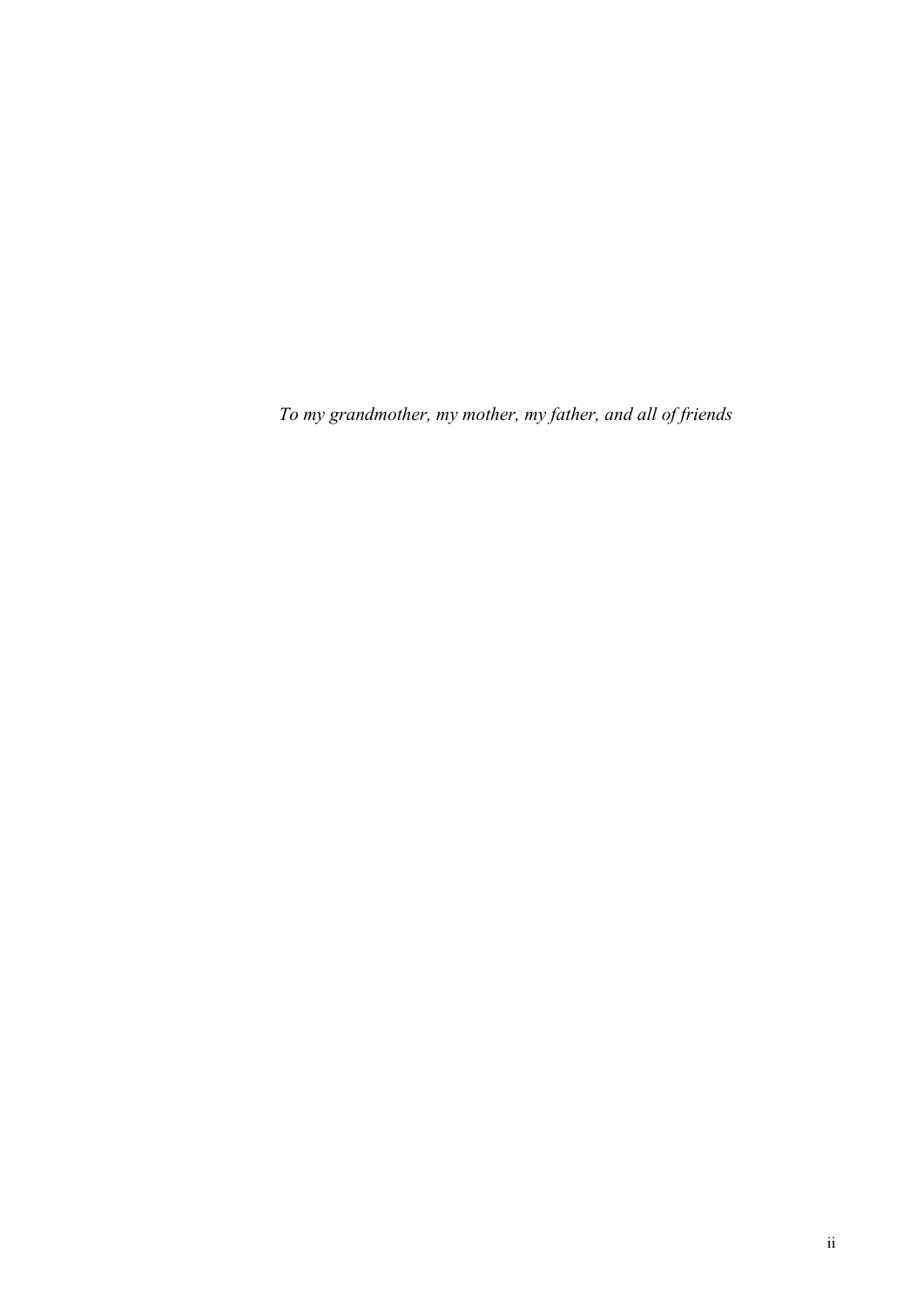*To my grandmother, my mother, my father, and all of friends*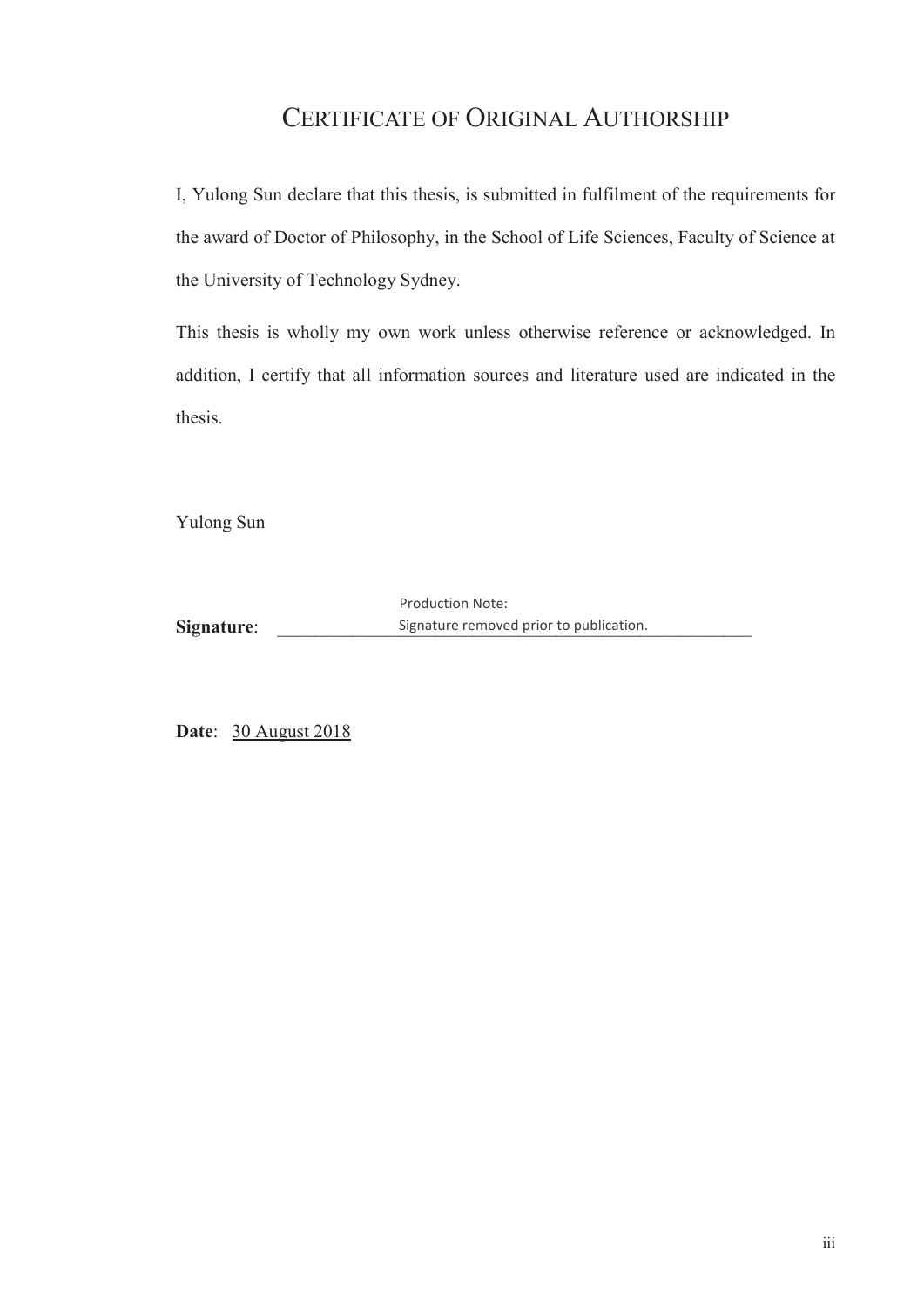# CERTIFICATE OF ORIGINAL AUTHORSHIP

I, Yulong Sun declare that this thesis, is submitted in fulfilment of the requirements for the award of Doctor of Philosophy, in the School of Life Sciences, Faculty of Science at the University of Technology Sydney.

This thesis is wholly my own work unless otherwise reference or acknowledged. In addition, I certify that all information sources and literature used are indicated in the thesis.

Yulong Sun

**Signature**: Production Note: Signature removed prior to publication.

**Date**: 30 August 2018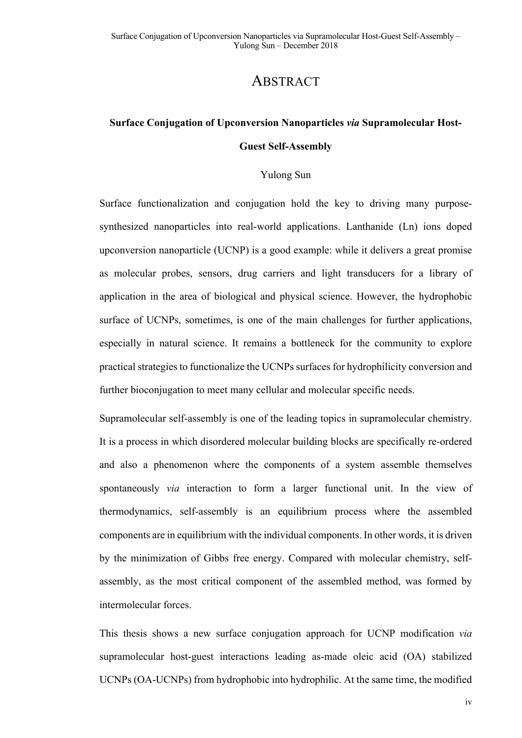# Abstract

**Surface Conjugation of Upconversion Nanoparticles *via* Supramolecular Host-Guest Self-Assembly**

Yulong Sun

Surface functionalization and conjugation hold the key to driving many purpose-synthesized nanoparticles into real-world applications. Lanthanide (Ln) ions doped upconversion nanoparticle (UCNP) is a good example: while it delivers a great promise as molecular probes, sensors, drug carriers and light transducers for a library of application in the area of biological and physical science. However, the hydrophobic surface of UCNPs, sometimes, is one of the main challenges for further applications, especially in natural science. It remains a bottleneck for the community to explore practical strategies to functionalize the UCNPs surfaces for hydrophilicity conversion and further bioconjugation to meet many cellular and molecular specific needs.

Supramolecular self-assembly is one of the leading topics in supramolecular chemistry. It is a process in which disordered molecular building blocks are specifically re-ordered and also a phenomenon where the components of a system assemble themselves spontaneously *via* interaction to form a larger functional unit. In the view of thermodynamics, self-assembly is an equilibrium process where the assembled components are in equilibrium with the individual components. In other words, it is driven by the minimization of Gibbs free energy. Compared with molecular chemistry, self-assembly, as the most critical component of the assembled method, was formed by intermolecular forces.

This thesis shows a new surface conjugation approach for UCNP modification *via* supramolecular host-guest interactions leading as-made oleic acid (OA) stabilized UCNPs (OA-UCNPs) from hydrophobic into hydrophilic. At the same time, the modified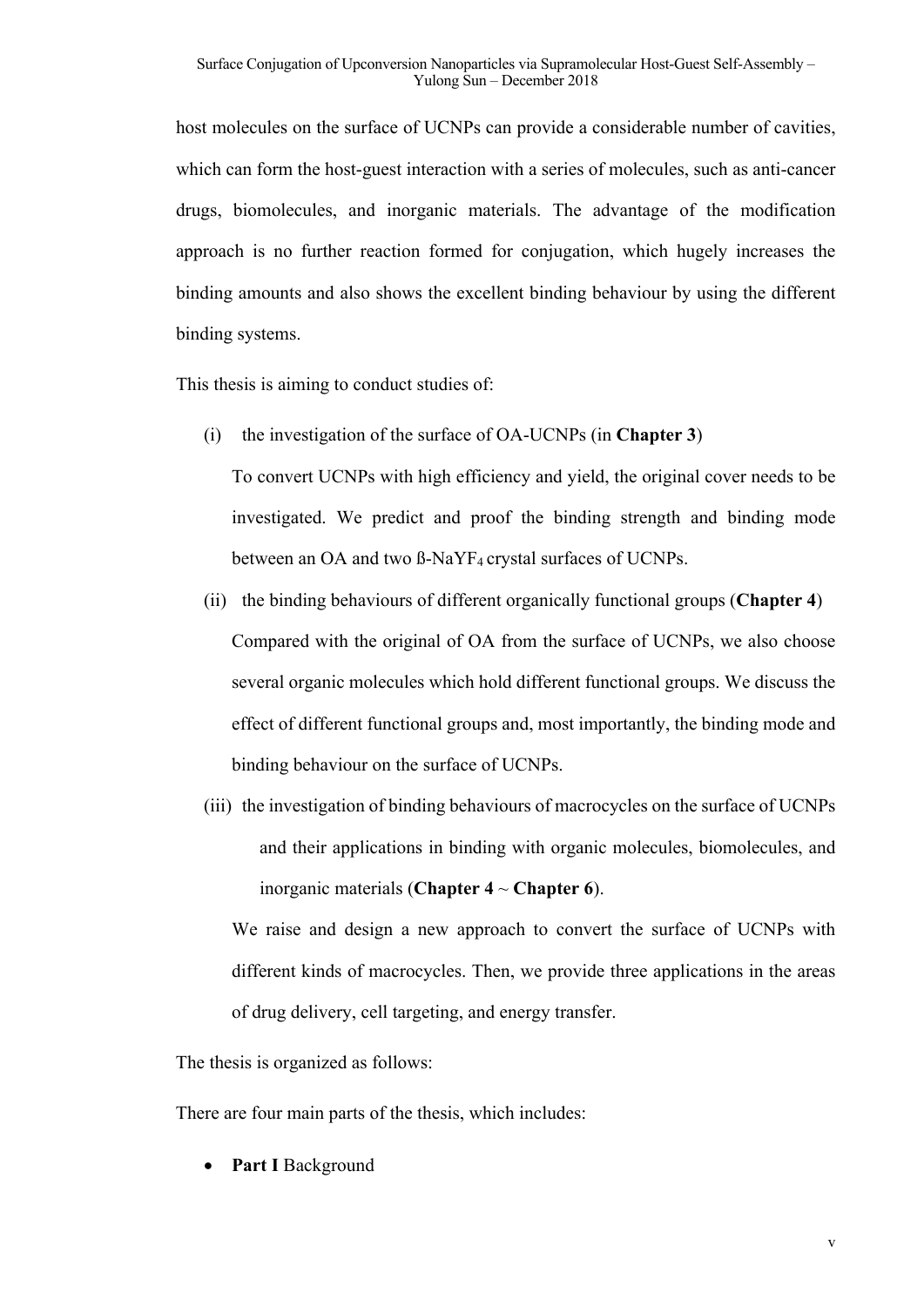host molecules on the surface of UCNPs can provide a considerable number of cavities, which can form the host-guest interaction with a series of molecules, such as anti-cancer drugs, biomolecules, and inorganic materials. The advantage of the modification approach is no further reaction formed for conjugation, which hugely increases the binding amounts and also shows the excellent binding behaviour by using the different binding systems.

This thesis is aiming to conduct studies of:

(i) the investigation of the surface of OA-UCNPs (in **Chapter 3**)

To convert UCNPs with high efficiency and yield, the original cover needs to be investigated. We predict and proof the binding strength and binding mode between an OA and two ß-$NaYF_4$ crystal surfaces of UCNPs.

(ii) the binding behaviours of different organically functional groups (**Chapter 4**)

Compared with the original of OA from the surface of UCNPs, we also choose several organic molecules which hold different functional groups. We discuss the effect of different functional groups and, most importantly, the binding mode and binding behaviour on the surface of UCNPs.

(iii) the investigation of binding behaviours of macrocycles on the surface of UCNPs and their applications in binding with organic molecules, biomolecules, and inorganic materials (**Chapter 4** ~ **Chapter 6**).

We raise and design a new approach to convert the surface of UCNPs with different kinds of macrocycles. Then, we provide three applications in the areas of drug delivery, cell targeting, and energy transfer.

The thesis is organized as follows:

There are four main parts of the thesis, which includes:

- **Part I** Background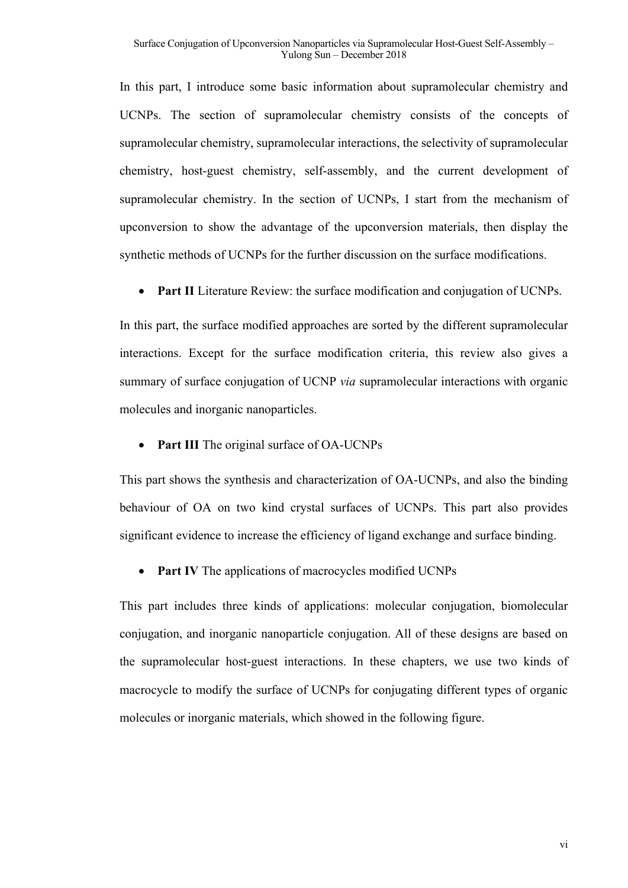In this part, I introduce some basic information about supramolecular chemistry and UCNPs. The section of supramolecular chemistry consists of the concepts of supramolecular chemistry, supramolecular interactions, the selectivity of supramolecular chemistry, host-guest chemistry, self-assembly, and the current development of supramolecular chemistry. In the section of UCNPs, I start from the mechanism of upconversion to show the advantage of the upconversion materials, then display the synthetic methods of UCNPs for the further discussion on the surface modifications.

- **Part II** Literature Review: the surface modification and conjugation of UCNPs.

In this part, the surface modified approaches are sorted by the different supramolecular interactions. Except for the surface modification criteria, this review also gives a summary of surface conjugation of UCNP *via* supramolecular interactions with organic molecules and inorganic nanoparticles.

- **Part III** The original surface of OA-UCNPs

This part shows the synthesis and characterization of OA-UCNPs, and also the binding behaviour of OA on two kind crystal surfaces of UCNPs. This part also provides significant evidence to increase the efficiency of ligand exchange and surface binding.

- **Part IV** The applications of macrocycles modified UCNPs

This part includes three kinds of applications: molecular conjugation, biomolecular conjugation, and inorganic nanoparticle conjugation. All of these designs are based on the supramolecular host-guest interactions. In these chapters, we use two kinds of macrocycle to modify the surface of UCNPs for conjugating different types of organic molecules or inorganic materials, which showed in the following figure.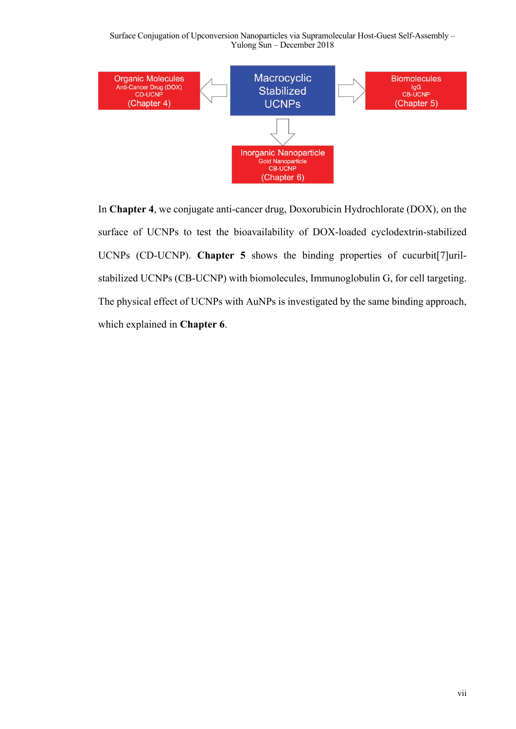Organic Molecules
Anti-Cancer Drug (DOX)
CD-UCNP
(Chapter 4)

Macrocyclic Stabilized UCNPs

Biomolecules
IgG
CB-UCNP
(Chapter 5)

Inorganic Nanoparticle
Gold Nanoparticle
CB-UCNP
(Chapter 6)

In **Chapter 4**, we conjugate anti-cancer drug, Doxorubicin Hydrochlorate (DOX), on the surface of UCNPs to test the bioavailability of DOX-loaded cyclodextrin-stabilized UCNPs (CD-UCNP). **Chapter 5** shows the binding properties of cucurbit[7]uril-stabilized UCNPs (CB-UCNP) with biomolecules, Immunoglobulin G, for cell targeting. The physical effect of UCNPs with AuNPs is investigated by the same binding approach, which explained in **Chapter 6**.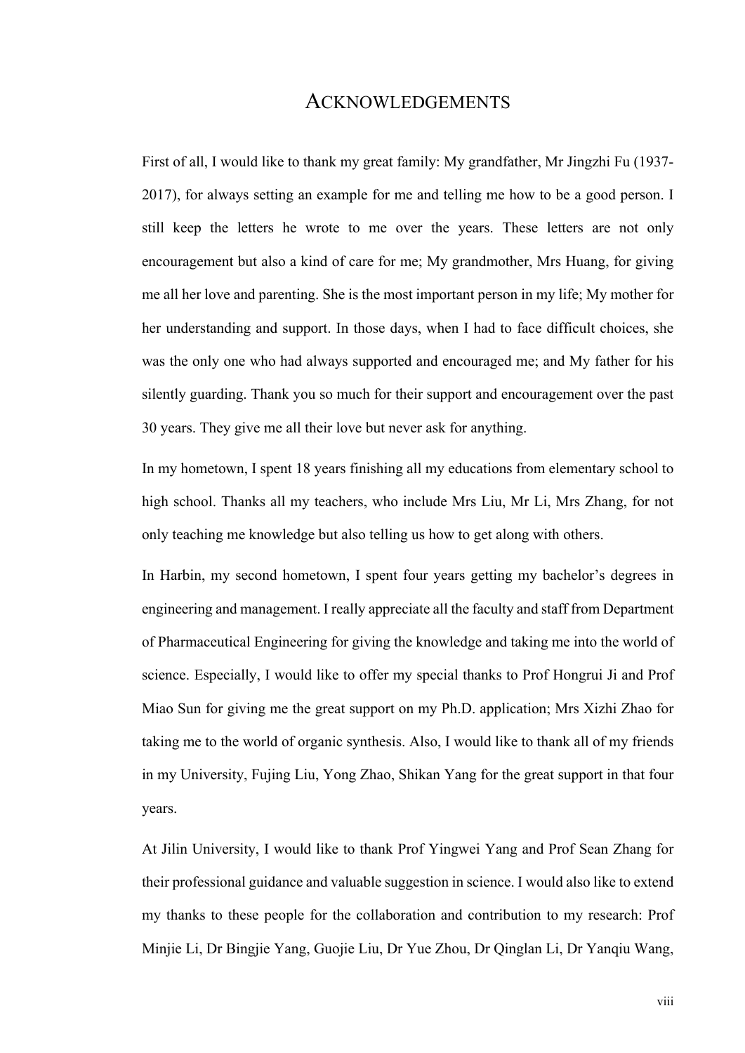# ACKNOWLEDGEMENTS

First of all, I would like to thank my great family: My grandfather, Mr Jingzhi Fu (1937-2017), for always setting an example for me and telling me how to be a good person. I still keep the letters he wrote to me over the years. These letters are not only encouragement but also a kind of care for me; My grandmother, Mrs Huang, for giving me all her love and parenting. She is the most important person in my life; My mother for her understanding and support. In those days, when I had to face difficult choices, she was the only one who had always supported and encouraged me; and My father for his silently guarding. Thank you so much for their support and encouragement over the past 30 years. They give me all their love but never ask for anything.

In my hometown, I spent 18 years finishing all my educations from elementary school to high school. Thanks all my teachers, who include Mrs Liu, Mr Li, Mrs Zhang, for not only teaching me knowledge but also telling us how to get along with others.

In Harbin, my second hometown, I spent four years getting my bachelor's degrees in engineering and management. I really appreciate all the faculty and staff from Department of Pharmaceutical Engineering for giving the knowledge and taking me into the world of science. Especially, I would like to offer my special thanks to Prof Hongrui Ji and Prof Miao Sun for giving me the great support on my Ph.D. application; Mrs Xizhi Zhao for taking me to the world of organic synthesis. Also, I would like to thank all of my friends in my University, Fujing Liu, Yong Zhao, Shikan Yang for the great support in that four years.

At Jilin University, I would like to thank Prof Yingwei Yang and Prof Sean Zhang for their professional guidance and valuable suggestion in science. I would also like to extend my thanks to these people for the collaboration and contribution to my research: Prof Minjie Li, Dr Bingjie Yang, Guojie Liu, Dr Yue Zhou, Dr Qinglan Li, Dr Yanqiu Wang,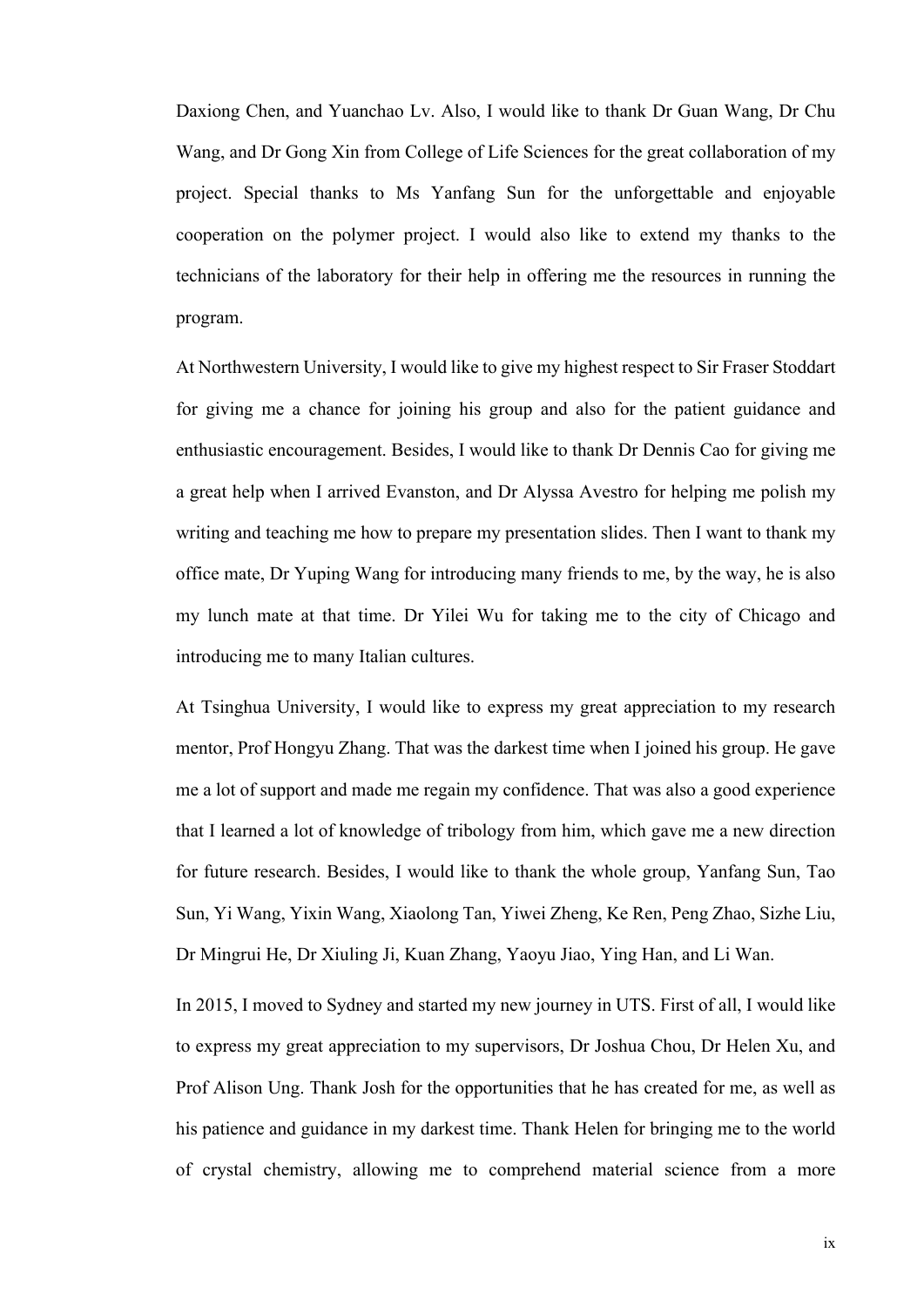Daxiong Chen, and Yuanchao Lv. Also, I would like to thank Dr Guan Wang, Dr Chu Wang, and Dr Gong Xin from College of Life Sciences for the great collaboration of my project. Special thanks to Ms Yanfang Sun for the unforgettable and enjoyable cooperation on the polymer project. I would also like to extend my thanks to the technicians of the laboratory for their help in offering me the resources in running the program.

At Northwestern University, I would like to give my highest respect to Sir Fraser Stoddart for giving me a chance for joining his group and also for the patient guidance and enthusiastic encouragement. Besides, I would like to thank Dr Dennis Cao for giving me a great help when I arrived Evanston, and Dr Alyssa Avestro for helping me polish my writing and teaching me how to prepare my presentation slides. Then I want to thank my office mate, Dr Yuping Wang for introducing many friends to me, by the way, he is also my lunch mate at that time. Dr Yilei Wu for taking me to the city of Chicago and introducing me to many Italian cultures.

At Tsinghua University, I would like to express my great appreciation to my research mentor, Prof Hongyu Zhang. That was the darkest time when I joined his group. He gave me a lot of support and made me regain my confidence. That was also a good experience that I learned a lot of knowledge of tribology from him, which gave me a new direction for future research. Besides, I would like to thank the whole group, Yanfang Sun, Tao Sun, Yi Wang, Yixin Wang, Xiaolong Tan, Yiwei Zheng, Ke Ren, Peng Zhao, Sizhe Liu, Dr Mingrui He, Dr Xiuling Ji, Kuan Zhang, Yaoyu Jiao, Ying Han, and Li Wan.

In 2015, I moved to Sydney and started my new journey in UTS. First of all, I would like to express my great appreciation to my supervisors, Dr Joshua Chou, Dr Helen Xu, and Prof Alison Ung. Thank Josh for the opportunities that he has created for me, as well as his patience and guidance in my darkest time. Thank Helen for bringing me to the world of crystal chemistry, allowing me to comprehend material science from a more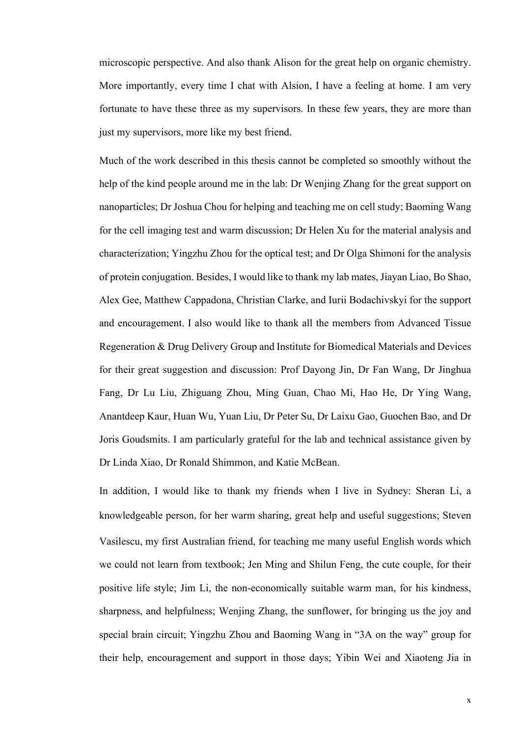microscopic perspective. And also thank Alison for the great help on organic chemistry. More importantly, every time I chat with Alsion, I have a feeling at home. I am very fortunate to have these three as my supervisors. In these few years, they are more than just my supervisors, more like my best friend.

Much of the work described in this thesis cannot be completed so smoothly without the help of the kind people around me in the lab: Dr Wenjing Zhang for the great support on nanoparticles; Dr Joshua Chou for helping and teaching me on cell study; Baoming Wang for the cell imaging test and warm discussion; Dr Helen Xu for the material analysis and characterization; Yingzhu Zhou for the optical test; and Dr Olga Shimoni for the analysis of protein conjugation. Besides, I would like to thank my lab mates, Jiayan Liao, Bo Shao, Alex Gee, Matthew Cappadona, Christian Clarke, and Iurii Bodachivskyi for the support and encouragement. I also would like to thank all the members from Advanced Tissue Regeneration & Drug Delivery Group and Institute for Biomedical Materials and Devices for their great suggestion and discussion: Prof Dayong Jin, Dr Fan Wang, Dr Jinghua Fang, Dr Lu Liu, Zhiguang Zhou, Ming Guan, Chao Mi, Hao He, Dr Ying Wang, Anantdeep Kaur, Huan Wu, Yuan Liu, Dr Peter Su, Dr Laixu Gao, Guochen Bao, and Dr Joris Goudsmits. I am particularly grateful for the lab and technical assistance given by Dr Linda Xiao, Dr Ronald Shimmon, and Katie McBean.

In addition, I would like to thank my friends when I live in Sydney: Sheran Li, a knowledgeable person, for her warm sharing, great help and useful suggestions; Steven Vasilescu, my first Australian friend, for teaching me many useful English words which we could not learn from textbook; Jen Ming and Shilun Feng, the cute couple, for their positive life style; Jim Li, the non-economically suitable warm man, for his kindness, sharpness, and helpfulness; Wenjing Zhang, the sunflower, for bringing us the joy and special brain circuit; Yingzhu Zhou and Baoming Wang in "3A on the way" group for their help, encouragement and support in those days; Yibin Wei and Xiaoteng Jia in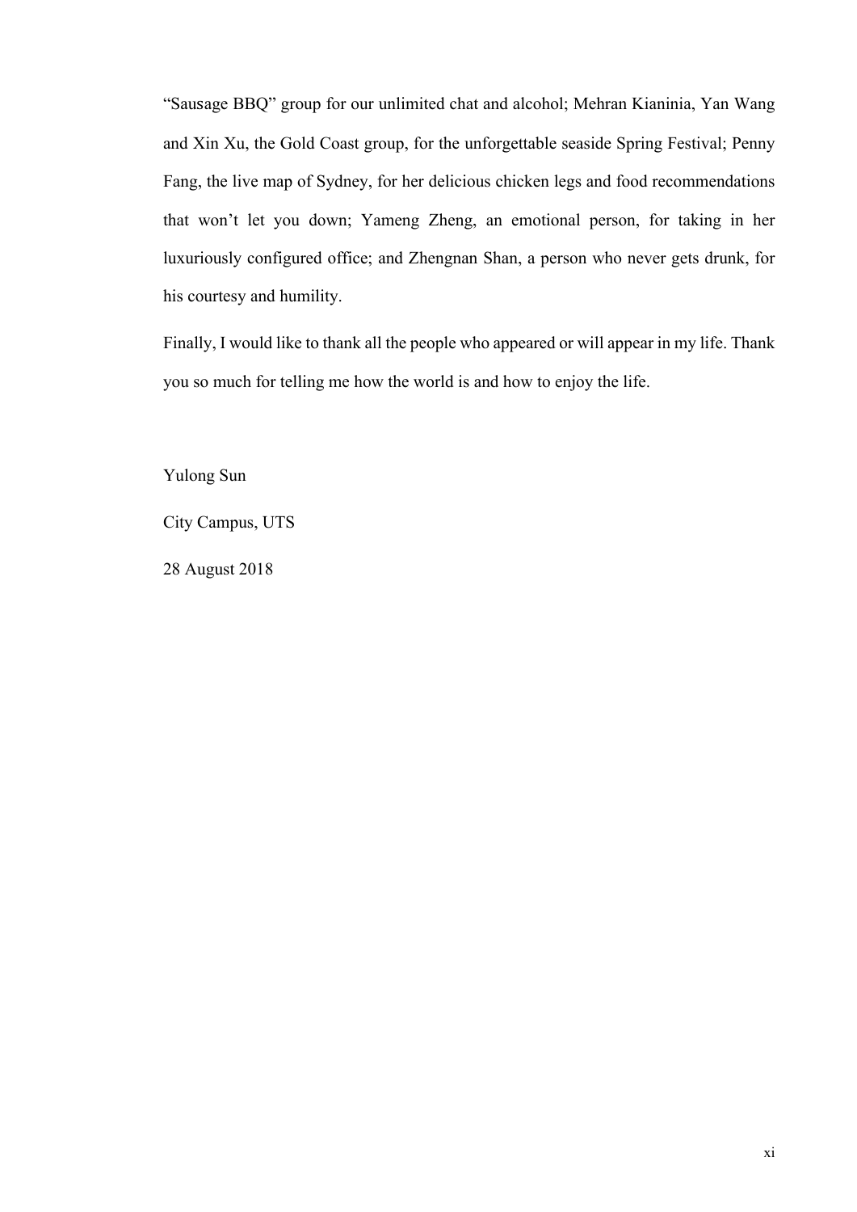“Sausage BBQ” group for our unlimited chat and alcohol; Mehran Kianinia, Yan Wang and Xin Xu, the Gold Coast group, for the unforgettable seaside Spring Festival; Penny Fang, the live map of Sydney, for her delicious chicken legs and food recommendations that won’t let you down; Yameng Zheng, an emotional person, for taking in her luxuriously configured office; and Zhengnan Shan, a person who never gets drunk, for his courtesy and humility.

Finally, I would like to thank all the people who appeared or will appear in my life. Thank you so much for telling me how the world is and how to enjoy the life.

Yulong Sun

City Campus, UTS

28 August 2018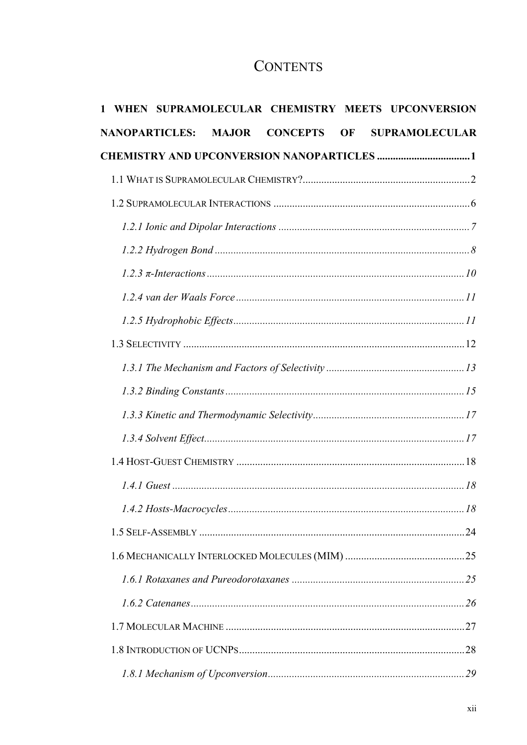# CONTENTS

**1 WHEN SUPRAMOLECULAR CHEMISTRY MEETS UPCONVERSION NANOPARTICLES: MAJOR CONCEPTS OF SUPRAMOLECULAR CHEMISTRY AND UPCONVERSION NANOPARTICLES .................................. 1**

1.1 WHAT IS SUPRAMOLECULAR CHEMISTRY? .............................................................. 2

1.2 SUPRAMOLECULAR INTERACTIONS .......................................................................... 6

*1.2.1 Ionic and Dipolar Interactions ........................................................................ 7*

*1.2.2 Hydrogen Bond ................................................................................................ 8*

*1.2.3 π-Interactions ................................................................................................ 10*

*1.2.4 van der Waals Force ...................................................................................... 11*

*1.2.5 Hydrophobic Effects ...................................................................................... 11*

1.3 SELECTIVITY ......................................................................................................... 12

*1.3.1 The Mechanism and Factors of Selectivity .................................................... 13*

*1.3.2 Binding Constants .......................................................................................... 15*

*1.3.3 Kinetic and Thermodynamic Selectivity ......................................................... 17*

*1.3.4 Solvent Effect ................................................................................................. 17*

1.4 HOST-GUEST CHEMISTRY ..................................................................................... 18

*1.4.1 Guest ............................................................................................................. 18*

*1.4.2 Hosts-Macrocycles ......................................................................................... 18*

1.5 SELF-ASSEMBLY .................................................................................................... 24

1.6 MECHANICALLY INTERLOCKED MOLECULES (MIM) ............................................. 25

*1.6.1 Rotaxanes and Pureodorotaxanes ................................................................. 25*

*1.6.2 Catenanes ...................................................................................................... 26*

1.7 MOLECULAR MACHINE .......................................................................................... 27

1.8 INTRODUCTION OF UCNPS ..................................................................................... 28

*1.8.1 Mechanism of Upconversion .......................................................................... 29*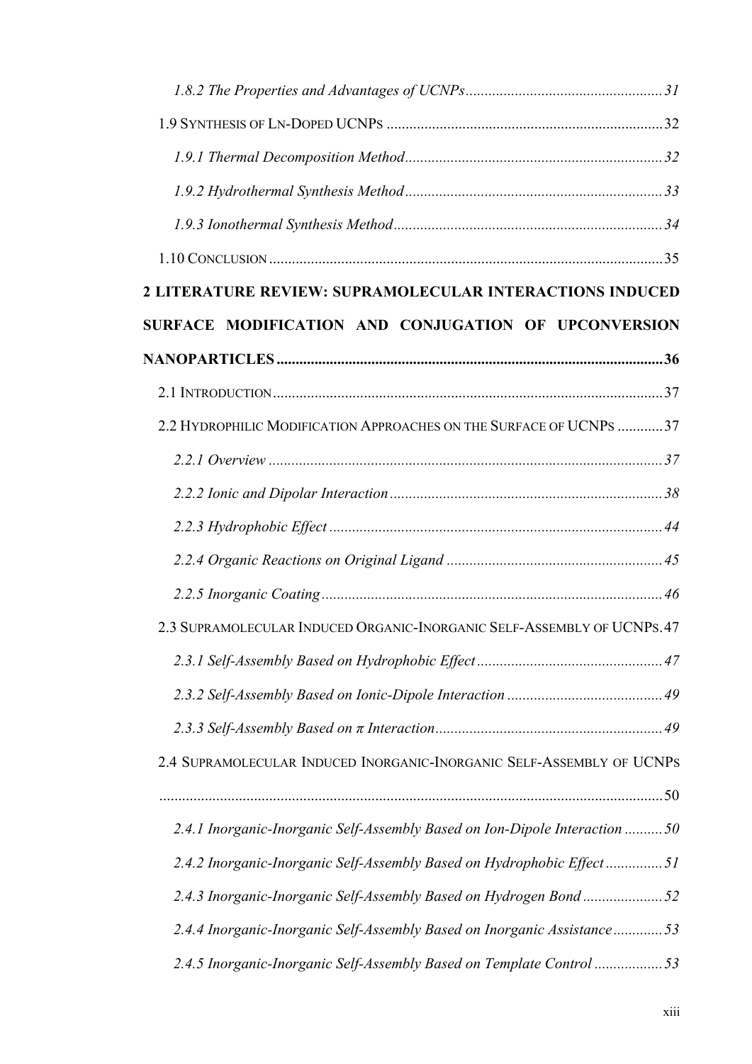*1.8.2 The Properties and Advantages of UCNPs* .......... 31

1.9 Synthesis of Ln-Doped UCNPs .......... 32

*1.9.1 Thermal Decomposition Method* .......... 32

*1.9.2 Hydrothermal Synthesis Method* .......... 33

*1.9.3 Ionothermal Synthesis Method* .......... 34

1.10 Conclusion .......... 35

**2 LITERATURE REVIEW: SUPRAMOLECULAR INTERACTIONS INDUCED SURFACE MODIFICATION AND CONJUGATION OF UPCONVERSION NANOPARTICLES** .......... **36**

2.1 Introduction .......... 37

2.2 Hydrophilic Modification Approaches on the Surface of UCNPs .......... 37

*2.2.1 Overview* .......... 37

*2.2.2 Ionic and Dipolar Interaction* .......... 38

*2.2.3 Hydrophobic Effect* .......... 44

*2.2.4 Organic Reactions on Original Ligand* .......... 45

*2.2.5 Inorganic Coating* .......... 46

2.3 Supramolecular Induced Organic-Inorganic Self-Assembly of UCNPs .......... 47

*2.3.1 Self-Assembly Based on Hydrophobic Effect* .......... 47

*2.3.2 Self-Assembly Based on Ionic-Dipole Interaction* .......... 49

*2.3.3 Self-Assembly Based on π Interaction* .......... 49

2.4 Supramolecular Induced Inorganic-Inorganic Self-Assembly of UCNPs .......... 50

*2.4.1 Inorganic-Inorganic Self-Assembly Based on Ion-Dipole Interaction* .......... 50

*2.4.2 Inorganic-Inorganic Self-Assembly Based on Hydrophobic Effect* .......... 51

*2.4.3 Inorganic-Inorganic Self-Assembly Based on Hydrogen Bond* .......... 52

*2.4.4 Inorganic-Inorganic Self-Assembly Based on Inorganic Assistance* .......... 53

*2.4.5 Inorganic-Inorganic Self-Assembly Based on Template Control* .......... 53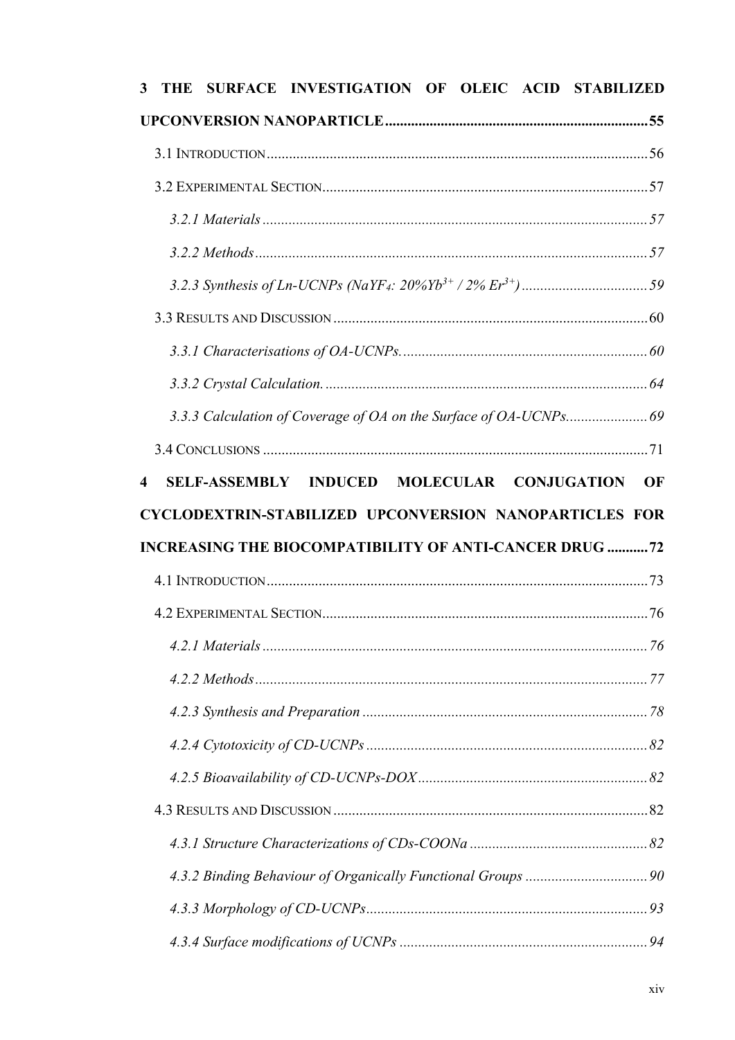**3 THE SURFACE INVESTIGATION OF OLEIC ACID STABILIZED UPCONVERSION NANOPARTICLE** ........ 55

3.1 INTRODUCTION ........ 56

3.2 EXPERIMENTAL SECTION ........ 57

*3.2.1 Materials* ........ 57

*3.2.2 Methods* ........ 57

*3.2.3 Synthesis of Ln-UCNPs ($NaYF_4$: 20%$Yb^{3+}$ / 2% $Er^{3+}$)* ........ 59

3.3 RESULTS AND DISCUSSION ........ 60

*3.3.1 Characterisations of OA-UCNPs.* ........ 60

*3.3.2 Crystal Calculation.* ........ 64

*3.3.3 Calculation of Coverage of OA on the Surface of OA-UCNPs.* ........ 69

3.4 CONCLUSIONS ........ 71

**4 SELF-ASSEMBLY INDUCED MOLECULAR CONJUGATION OF CYCLODEXTRIN-STABILIZED UPCONVERSION NANOPARTICLES FOR INCREASING THE BIOCOMPATIBILITY OF ANTI-CANCER DRUG** ........ 72

4.1 INTRODUCTION ........ 73

4.2 EXPERIMENTAL SECTION ........ 76

*4.2.1 Materials* ........ 76

*4.2.2 Methods* ........ 77

*4.2.3 Synthesis and Preparation* ........ 78

*4.2.4 Cytotoxicity of CD-UCNPs* ........ 82

*4.2.5 Bioavailability of CD-UCNPs-DOX* ........ 82

4.3 RESULTS AND DISCUSSION ........ 82

*4.3.1 Structure Characterizations of CDs-COONa* ........ 82

*4.3.2 Binding Behaviour of Organically Functional Groups* ........ 90

*4.3.3 Morphology of CD-UCNPs* ........ 93

*4.3.4 Surface modifications of UCNPs* ........ 94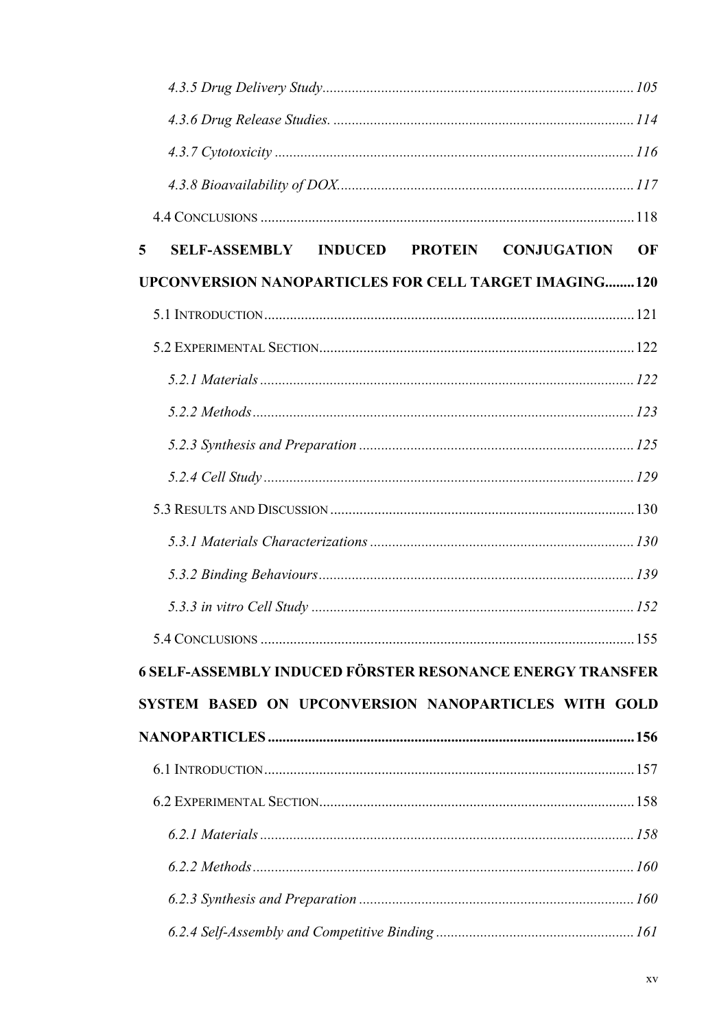*4.3.5 Drug Delivery Study* ... 105

*4.3.6 Drug Release Studies.* ... 114

*4.3.7 Cytotoxicity* ... 116

*4.3.8 Bioavailability of DOX.* ... 117

4.4 CONCLUSIONS ... 118

**5 SELF-ASSEMBLY INDUCED PROTEIN CONJUGATION OF UPCONVERSION NANOPARTICLES FOR CELL TARGET IMAGING ... 120**

5.1 INTRODUCTION ... 121

5.2 EXPERIMENTAL SECTION ... 122

*5.2.1 Materials* ... 122

*5.2.2 Methods* ... 123

*5.2.3 Synthesis and Preparation* ... 125

*5.2.4 Cell Study* ... 129

5.3 RESULTS AND DISCUSSION ... 130

*5.3.1 Materials Characterizations* ... 130

*5.3.2 Binding Behaviours* ... 139

*5.3.3 in vitro Cell Study* ... 152

5.4 CONCLUSIONS ... 155

**6 SELF-ASSEMBLY INDUCED FÖRSTER RESONANCE ENERGY TRANSFER SYSTEM BASED ON UPCONVERSION NANOPARTICLES WITH GOLD NANOPARTICLES ... 156**

6.1 INTRODUCTION ... 157

6.2 EXPERIMENTAL SECTION ... 158

*6.2.1 Materials* ... 158

*6.2.2 Methods* ... 160

*6.2.3 Synthesis and Preparation* ... 160

*6.2.4 Self-Assembly and Competitive Binding* ... 161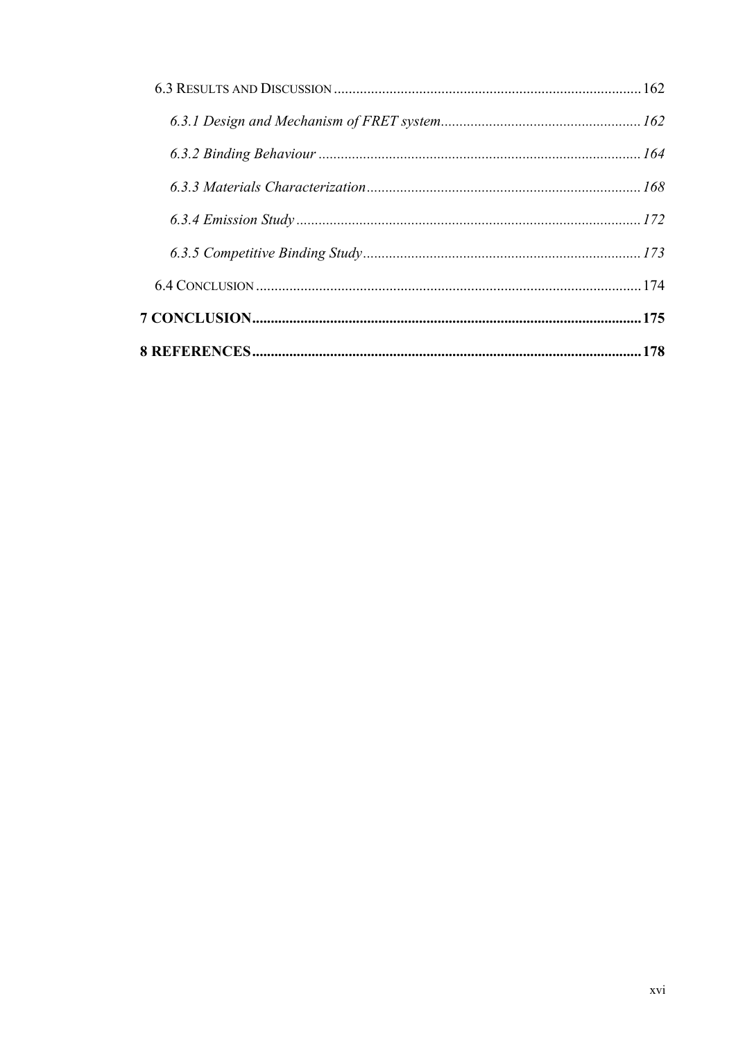6.3 Results and Discussion ........................................................................................ 162

*6.3.1 Design and Mechanism of FRET system* ...................................................... 162

*6.3.2 Binding Behaviour* ....................................................................................... 164

*6.3.3 Materials Characterization* .......................................................................... 168

*6.3.4 Emission Study* ............................................................................................ 172

*6.3.5 Competitive Binding Study* .......................................................................... 173

6.4 Conclusion ........................................................................................................ 174

**7 CONCLUSION ........................................................................................................ 175**

**8 REFERENCES ........................................................................................................ 178**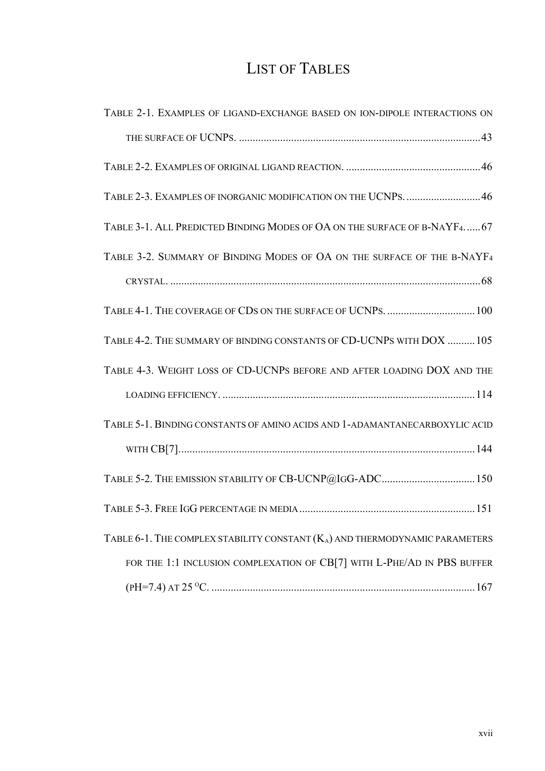# LIST OF TABLES

TABLE 2-1. EXAMPLES OF LIGAND-EXCHANGE BASED ON ION-DIPOLE INTERACTIONS ON THE SURFACE OF UCNPS. ........................................................................................ 43

TABLE 2-2. EXAMPLES OF ORIGINAL LIGAND REACTION. ................................................. 46

TABLE 2-3. EXAMPLES OF INORGANIC MODIFICATION ON THE UCNPS. ........................... 46

TABLE 3-1. ALL PREDICTED BINDING MODES OF OA ON THE SURFACE OF B-$NaYF_4$. ...... 67

TABLE 3-2. SUMMARY OF BINDING MODES OF OA ON THE SURFACE OF THE B-$NaYF_4$ CRYSTAL. ................................................................................................................ 68

TABLE 4-1. THE COVERAGE OF CDS ON THE SURFACE OF UCNPS. ................................ 100

TABLE 4-2. THE SUMMARY OF BINDING CONSTANTS OF CD-UCNPS WITH DOX .......... 105

TABLE 4-3. WEIGHT LOSS OF CD-UCNPS BEFORE AND AFTER LOADING DOX AND THE LOADING EFFICIENCY. ........................................................................................... 114

TABLE 5-1. BINDING CONSTANTS OF AMINO ACIDS AND 1-ADAMANTANECARBOXYLIC ACID WITH CB[7]. .......................................................................................................... 144

TABLE 5-2. THE EMISSION STABILITY OF CB-UCNP@IGG-ADC.................................. 150

TABLE 5-3. FREE IGG PERCENTAGE IN MEDIA ................................................................ 151

TABLE 6-1. THE COMPLEX STABILITY CONSTANT ($K_A$) AND THERMODYNAMIC PARAMETERS FOR THE 1:1 INCLUSION COMPLEXATION OF CB[7] WITH L-PHE/AD IN PBS BUFFER (PH=7.4) AT 25 $^{O}$C. ................................................................................................ 167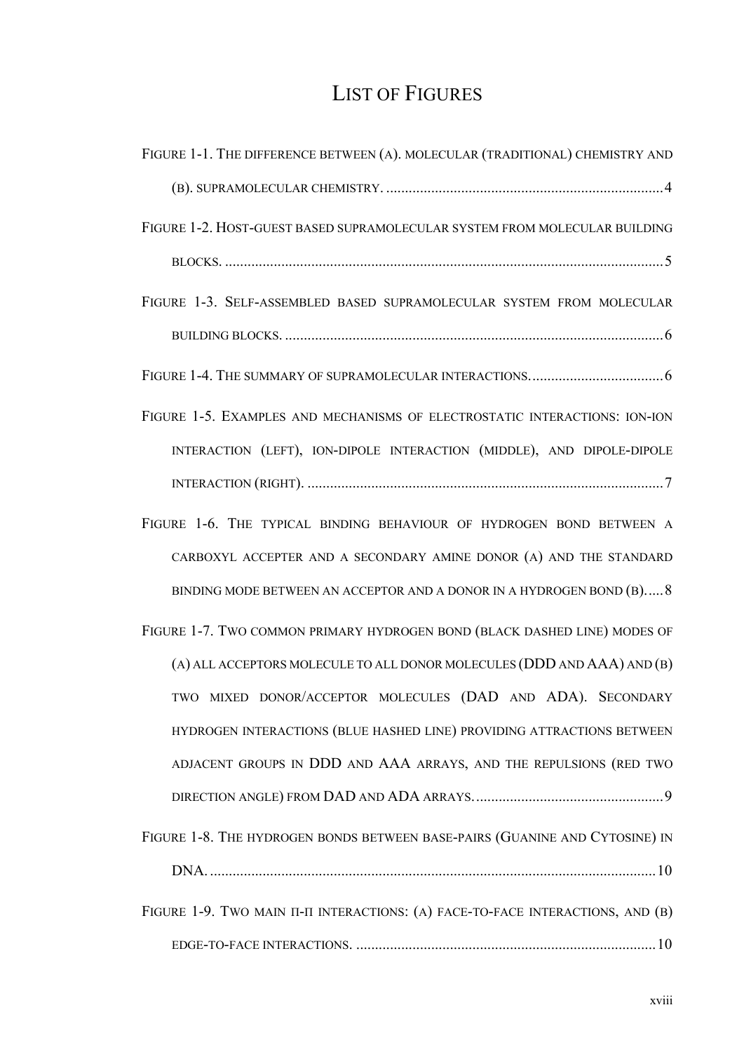# LIST OF FIGURES

FIGURE 1-1. THE DIFFERENCE BETWEEN (A). MOLECULAR (TRADITIONAL) CHEMISTRY AND (B). SUPRAMOLECULAR CHEMISTRY. ........................................................................4

FIGURE 1-2. HOST-GUEST BASED SUPRAMOLECULAR SYSTEM FROM MOLECULAR BUILDING BLOCKS. ........................................................................................................................5

FIGURE 1-3. SELF-ASSEMBLED BASED SUPRAMOLECULAR SYSTEM FROM MOLECULAR BUILDING BLOCKS. .....................................................................................................6

FIGURE 1-4. THE SUMMARY OF SUPRAMOLECULAR INTERACTIONS. ...................................6

FIGURE 1-5. EXAMPLES AND MECHANISMS OF ELECTROSTATIC INTERACTIONS: ION-ION INTERACTION (LEFT), ION-DIPOLE INTERACTION (MIDDLE), AND DIPOLE-DIPOLE INTERACTION (RIGHT). ..............................................................................................7

FIGURE 1-6. THE TYPICAL BINDING BEHAVIOUR OF HYDROGEN BOND BETWEEN A CARBOXYL ACCEPTER AND A SECONDARY AMINE DONOR (A) AND THE STANDARD BINDING MODE BETWEEN AN ACCEPTOR AND A DONOR IN A HYDROGEN BOND (B). ....8

FIGURE 1-7. TWO COMMON PRIMARY HYDROGEN BOND (BLACK DASHED LINE) MODES OF (A) ALL ACCEPTORS MOLECULE TO ALL DONOR MOLECULES (DDD AND AAA) AND (B) TWO MIXED DONOR/ACCEPTOR MOLECULES (DAD AND ADA). SECONDARY HYDROGEN INTERACTIONS (BLUE HASHED LINE) PROVIDING ATTRACTIONS BETWEEN ADJACENT GROUPS IN DDD AND AAA ARRAYS, AND THE REPULSIONS (RED TWO DIRECTION ANGLE) FROM DAD AND ADA ARRAYS. ..................................................9

FIGURE 1-8. THE HYDROGEN BONDS BETWEEN BASE-PAIRS (GUANINE AND CYTOSINE) IN DNA. ......................................................................................................................10

FIGURE 1-9. TWO MAIN Π-Π INTERACTIONS: (A) FACE-TO-FACE INTERACTIONS, AND (B) EDGE-TO-FACE INTERACTIONS. ...............................................................................10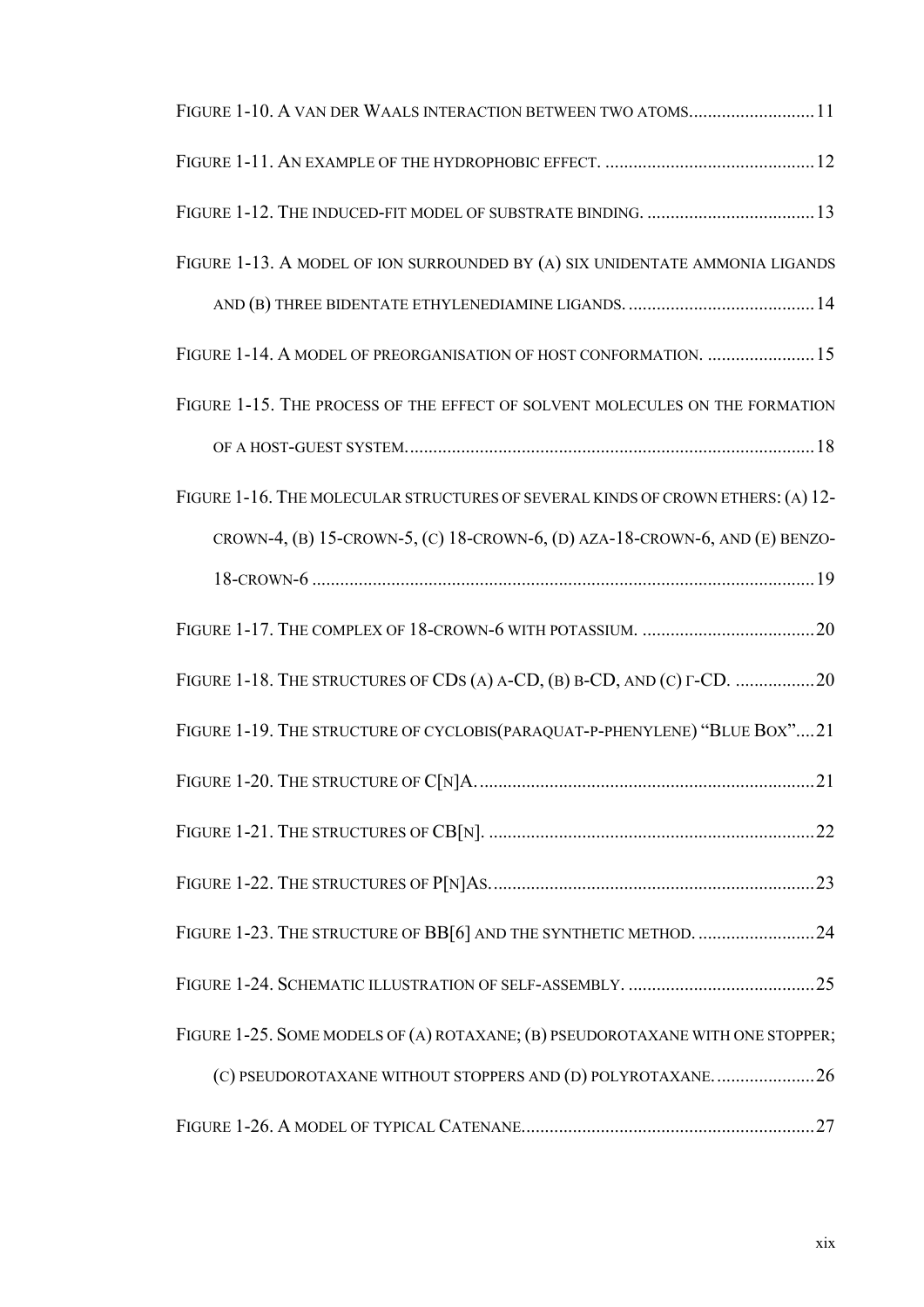Figure 1-10. A van der Waals interaction between two atoms.......................... 11

Figure 1-11. An example of the hydrophobic effect. ............................................ 12

Figure 1-12. The induced-fit model of substrate binding. .................................... 13

Figure 1-13. A model of ion surrounded by (a) six unidentate ammonia ligands and (b) three bidentate ethylenediamine ligands. ........................................ 14

Figure 1-14. A model of preorganisation of host conformation. ....................... 15

Figure 1-15. The process of the effect of solvent molecules on the formation of a host-guest system. ....................................................................................... 18

Figure 1-16. The molecular structures of several kinds of crown ethers: (a) 12-crown-4, (b) 15-crown-5, (c) 18-crown-6, (d) aza-18-crown-6, and (e) benzo-18-crown-6 ........................................................................................................... 19

Figure 1-17. The complex of 18-crown-6 with potassium. ..................................... 20

Figure 1-18. The structures of CDs (a) α-CD, (b) β-CD, and (c) γ-CD. ................. 20

Figure 1-19. The structure of cyclobis(paraquat-p-phenylene) "Blue Box".... 21

Figure 1-20. The structure of C[n]A. ....................................................................... 21

Figure 1-21. The structures of CB[n]. ...................................................................... 22

Figure 1-22. The structures of P[n]As. ..................................................................... 23

Figure 1-23. The structure of BB[6] and the synthetic method. ......................... 24

Figure 1-24. Schematic illustration of self-assembly. ........................................ 25

Figure 1-25. Some models of (a) rotaxane; (b) pseudorotaxane with one stopper; (c) pseudorotaxane without stoppers and (d) polyrotaxane. ..................... 26

Figure 1-26. A model of typical Catenane. .............................................................. 27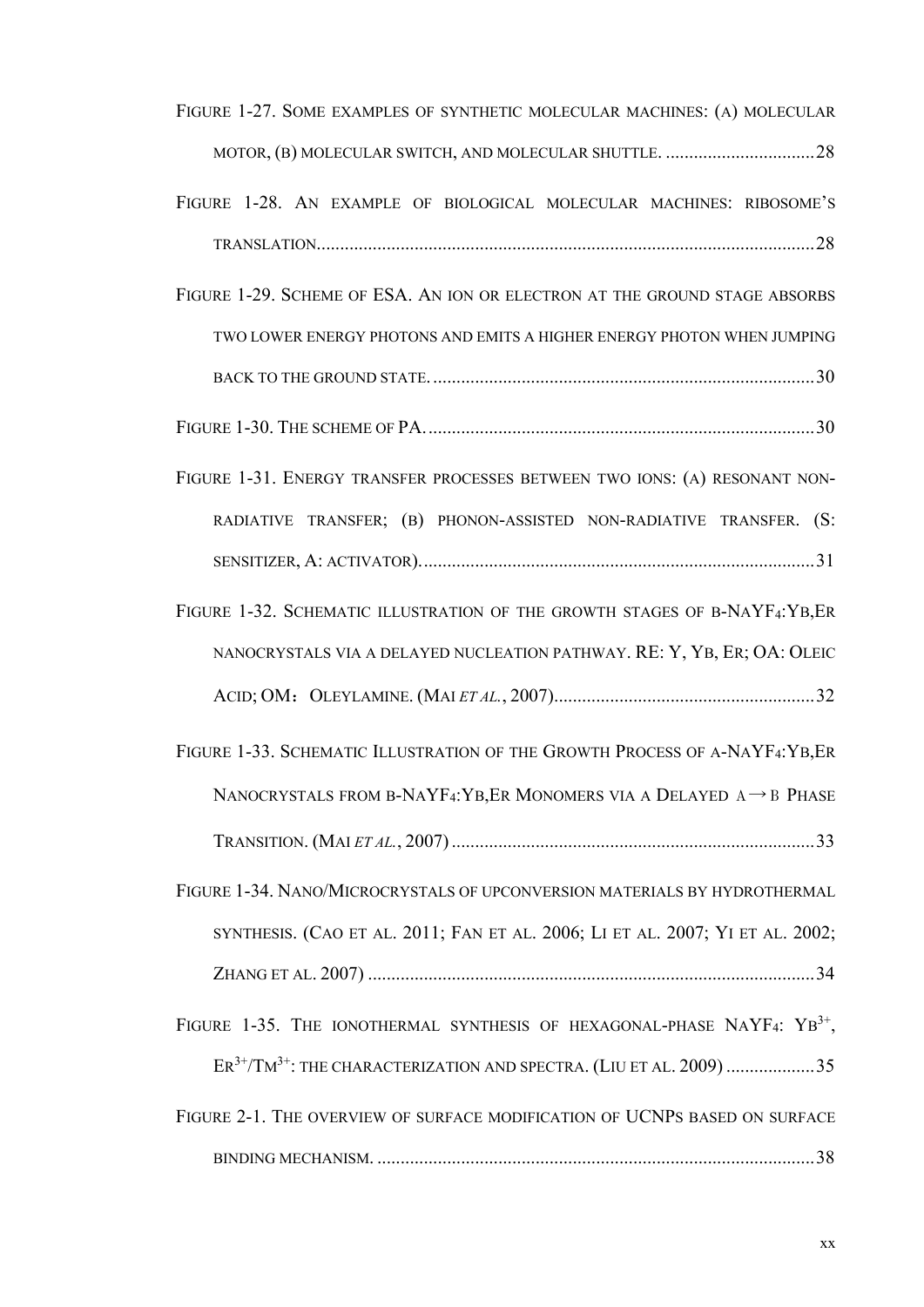FIGURE 1-27. SOME EXAMPLES OF SYNTHETIC MOLECULAR MACHINES: (A) MOLECULAR MOTOR, (B) MOLECULAR SWITCH, AND MOLECULAR SHUTTLE. ................................28

FIGURE 1-28. AN EXAMPLE OF BIOLOGICAL MOLECULAR MACHINES: RIBOSOME'S TRANSLATION..........................................................................................................28

FIGURE 1-29. SCHEME OF ESA. AN ION OR ELECTRON AT THE GROUND STAGE ABSORBS TWO LOWER ENERGY PHOTONS AND EMITS A HIGHER ENERGY PHOTON WHEN JUMPING BACK TO THE GROUND STATE. ..................................................................................30

FIGURE 1-30. THE SCHEME OF PA. ..................................................................................30

FIGURE 1-31. ENERGY TRANSFER PROCESSES BETWEEN TWO IONS: (A) RESONANT NON-RADIATIVE TRANSFER; (B) PHONON-ASSISTED NON-RADIATIVE TRANSFER. (S: SENSITIZER, A: ACTIVATOR). ....................................................................................31

FIGURE 1-32. SCHEMATIC ILLUSTRATION OF THE GROWTH STAGES OF B-$NaYF_4$:YB,ER NANOCRYSTALS VIA A DELAYED NUCLEATION PATHWAY. RE: Y, YB, ER; OA: OLEIC ACID; OM：OLEYLAMINE. (MAI *ET AL.*, 2007)........................................................32

FIGURE 1-33. SCHEMATIC ILLUSTRATION OF THE GROWTH PROCESS OF A-$NaYF_4$:YB,ER NANOCRYSTALS FROM B-$NaYF_4$:YB,ER MONOMERS VIA A DELAYED A→B PHASE TRANSITION. (MAI *ET AL.*, 2007) .............................................................................33

FIGURE 1-34. NANO/MICROCRYSTALS OF UPCONVERSION MATERIALS BY HYDROTHERMAL SYNTHESIS. (CAO ET AL. 2011; FAN ET AL. 2006; LI ET AL. 2007; YI ET AL. 2002; ZHANG ET AL. 2007) ...............................................................................................34

FIGURE 1-35. THE IONOTHERMAL SYNTHESIS OF HEXAGONAL-PHASE $NaYF_4$: $Yb^{3+}$, $Er^{3+}$/$Tm^{3+}$: THE CHARACTERIZATION AND SPECTRA. (LIU ET AL. 2009) ...................35

FIGURE 2-1. THE OVERVIEW OF SURFACE MODIFICATION OF UCNPS BASED ON SURFACE BINDING MECHANISM. .............................................................................................38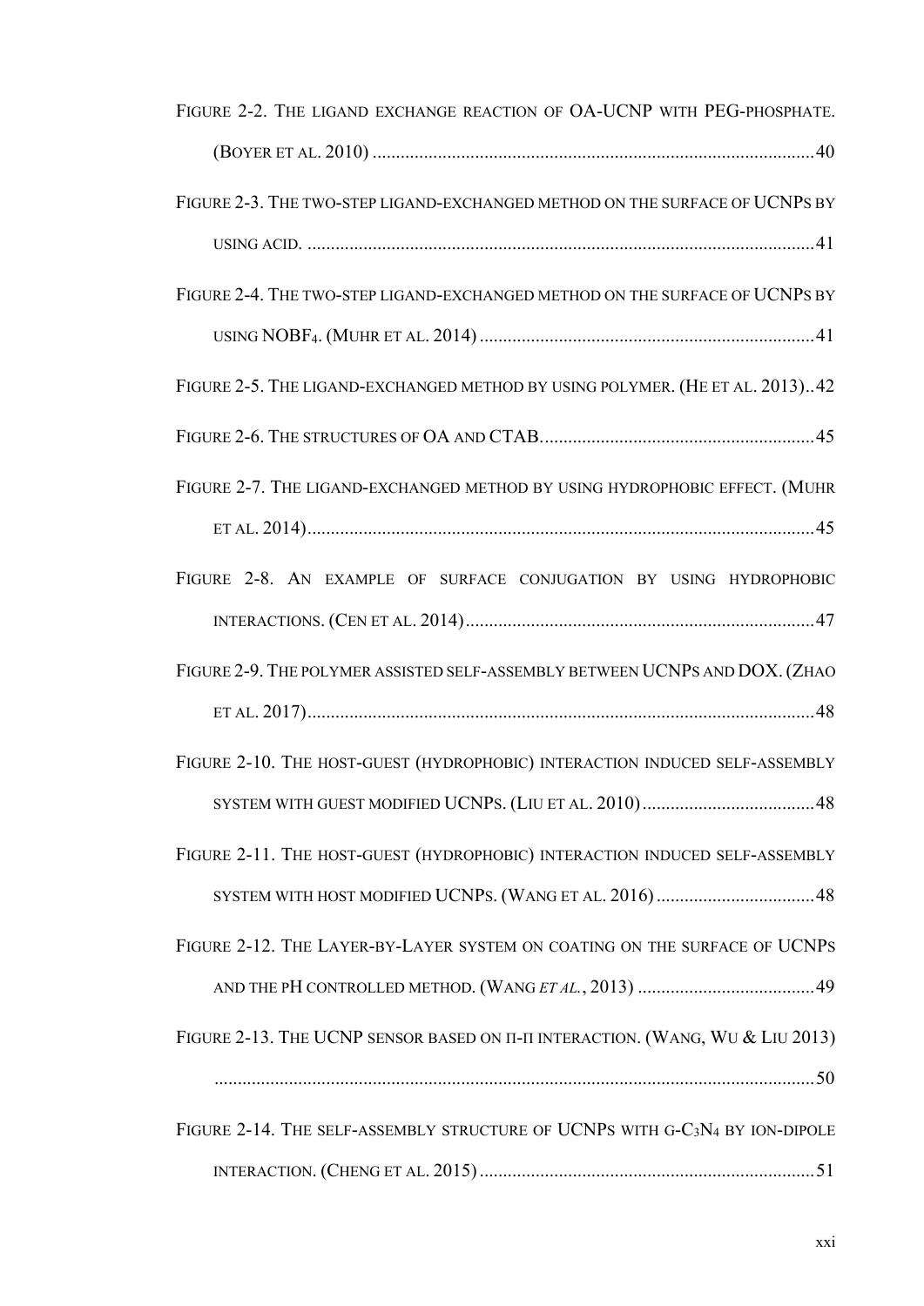Figure 2-2. The ligand exchange reaction of OA-UCNP with PEG-phosphate. (Boyer et al. 2010) ....... 40

Figure 2-3. The two-step ligand-exchanged method on the surface of UCNPs by using acid. ....... 41

Figure 2-4. The two-step ligand-exchanged method on the surface of UCNPs by using $NOBF_4$. (Muhr et al. 2014) ....... 41

Figure 2-5. The ligand-exchanged method by using polymer. (He et al. 2013) ....... 42

Figure 2-6. The structures of OA and CTAB. ....... 45

Figure 2-7. The ligand-exchanged method by using hydrophobic effect. (Muhr et al. 2014) ....... 45

Figure 2-8. An example of surface conjugation by using hydrophobic interactions. (Cen et al. 2014) ....... 47

Figure 2-9. The polymer assisted self-assembly between UCNPs and DOX. (Zhao et al. 2017) ....... 48

Figure 2-10. The host-guest (hydrophobic) interaction induced self-assembly system with guest modified UCNPs. (Liu et al. 2010) ....... 48

Figure 2-11. The host-guest (hydrophobic) interaction induced self-assembly system with host modified UCNPs. (Wang et al. 2016) ....... 48

Figure 2-12. The Layer-by-Layer system on coating on the surface of UCNPs and the pH controlled method. (Wang *et al.*, 2013) ....... 49

Figure 2-13. The UCNP sensor based on π-π interaction. (Wang, Wu & Liu 2013) ....... 50

Figure 2-14. The self-assembly structure of UCNPs with g-$C_3N_4$ by ion-dipole interaction. (Cheng et al. 2015) ....... 51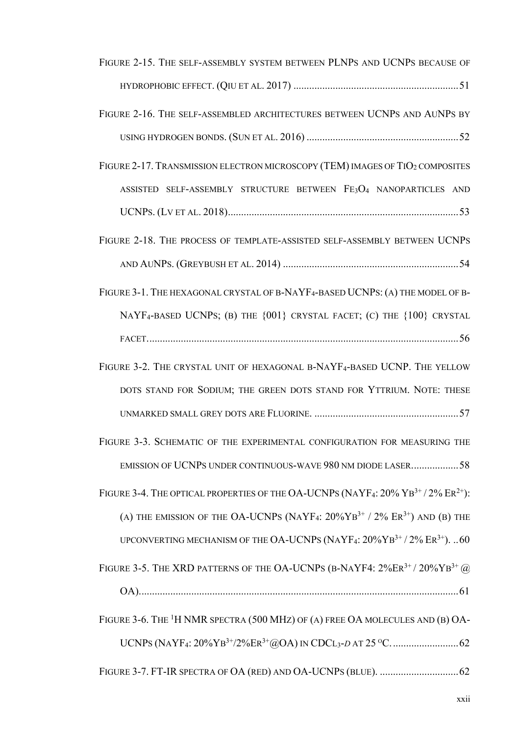Figure 2-15. The self-assembly system between PLNPs and UCNPs because of hydrophobic effect. (Qiu et al. 2017) ............................................................... 51

Figure 2-16. The self-assembled architectures between UCNPs and AuNPs by using hydrogen bonds. (Sun et al. 2016) ......................................................... 52

Figure 2-17. Transmission electron microscopy (TEM) images of $TiO_2$ composites assisted self-assembly structure between $Fe_3O_4$ nanoparticles and UCNPs. (Lv et al. 2018)....................................................................................... 53

Figure 2-18. The process of template-assisted self-assembly between UCNPs and AuNPs. (Greybush et al. 2014) .................................................................. 54

Figure 3-1. The hexagonal crystal of β-$NaYF_4$-based UCNPs: (a) the model of β-$NaYF_4$-based UCNPs; (b) the {001} crystal facet; (c) the {100} crystal facet...................................................................................................................... 56

Figure 3-2. The crystal unit of hexagonal β-$NaYF_4$-based UCNP. The yellow dots stand for Sodium; the green dots stand for Yttrium. Note: these unmarked small grey dots are Fluorine. ....................................................... 57

Figure 3-3. Schematic of the experimental configuration for measuring the emission of UCNPs under continuous-wave 980 nm diode laser.................. 58

Figure 3-4. The optical properties of the OA-UCNPs ($NaYF_4$: 20% $Yb^{3+}$ / 2% $Er^{2+}$): (a) the emission of the OA-UCNPs ($NaYF_4$: 20%$Yb^{3+}$ / 2% $Er^{3+}$) and (b) the upconverting mechanism of the OA-UCNPs ($NaYF_4$: 20%$Yb^{3+}$ / 2% $Er^{3+}$). .. 60

Figure 3-5. The XRD patterns of the OA-UCNPs (β-NaYF4: 2%$Er^{3+}$ / 20%$Yb^{3+}$ @ OA)......................................................................................................................... 61

Figure 3-6. The $^1H$ NMR spectra (500 MHz) of (a) free OA molecules and (b) OA-UCNPs ($NaYF_4$: 20%$Yb^{3+}$/2%$Er^{3+}$@OA) in $CDCl_3$-*d* at 25 $^oC$. ......................... 62

Figure 3-7. FT-IR spectra of OA (red) and OA-UCNPs (blue). .............................. 62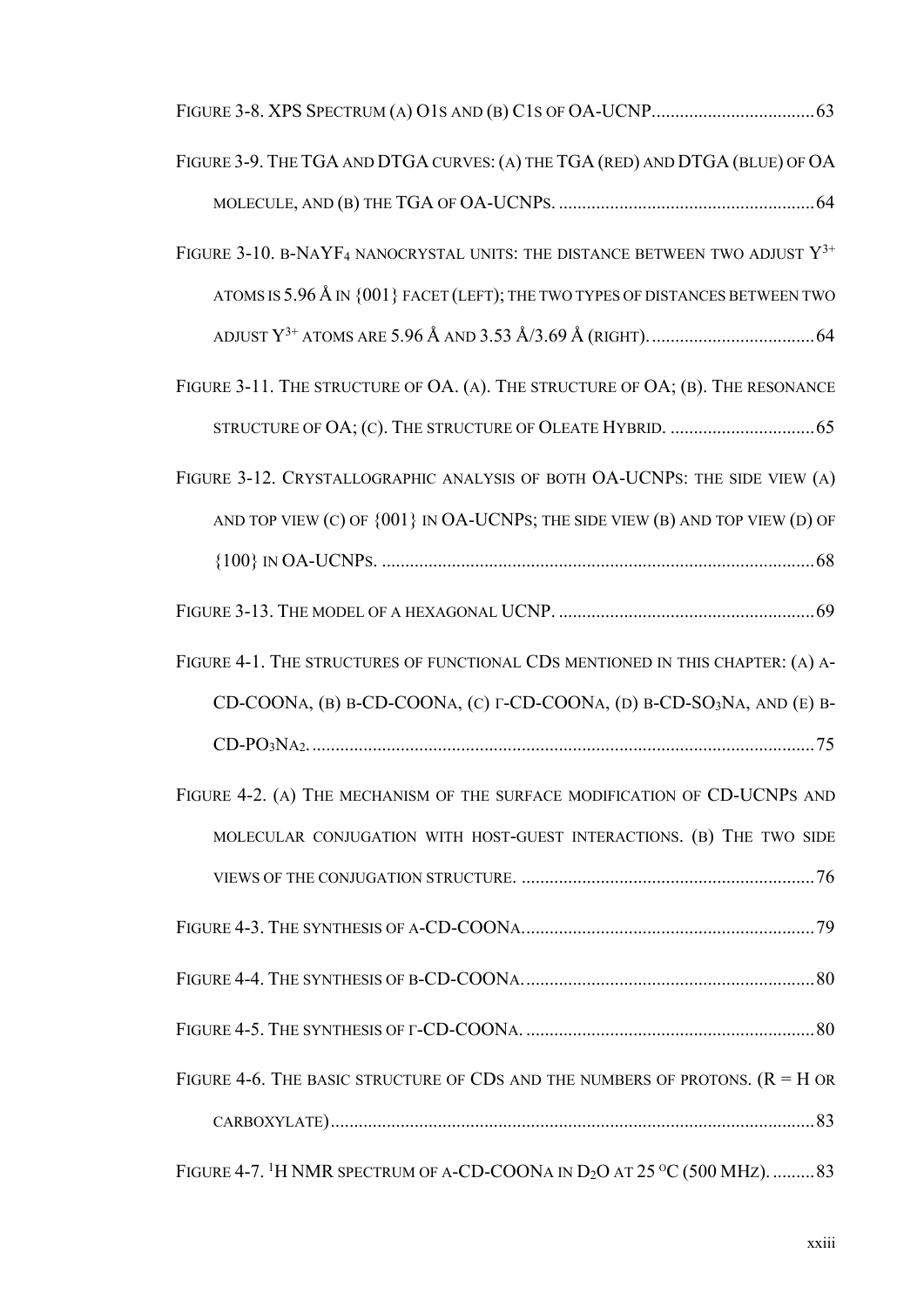Figure 3-8. XPS Spectrum (a) O1s and (b) C1s of OA-UCNP....63

Figure 3-9. The TGA and DTGA curves: (a) the TGA (red) and DTGA (blue) of OA molecule, and (b) the TGA of OA-UCNPs....64

Figure 3-10. β-$NaYF_4$ nanocrystal units: the distance between two adjust $Y^{3+}$ atoms is 5.96 Å in {001} facet (left); the two types of distances between two adjust $Y^{3+}$ atoms are 5.96 Å and 3.53 Å/3.69 Å (right)....64

Figure 3-11. The structure of OA. (a). The structure of OA; (b). The resonance structure of OA; (c). The structure of Oleate Hybrid....65

Figure 3-12. Crystallographic analysis of both OA-UCNPs: the side view (a) and top view (c) of {001} in OA-UCNPs; the side view (b) and top view (d) of {100} in OA-UCNPs....68

Figure 3-13. The model of a hexagonal UCNP....69

Figure 4-1. The structures of functional CDs mentioned in this chapter: (a) α-CD-COONa, (b) β-CD-COONa, (c) γ-CD-COONa, (d) β-CD-$SO_3Na$, and (e) β-CD-$PO_3Na_2$....75

Figure 4-2. (a) The mechanism of the surface modification of CD-UCNPs and molecular conjugation with host-guest interactions. (b) The two side views of the conjugation structure....76

Figure 4-3. The synthesis of α-CD-COONa....79

Figure 4-4. The synthesis of β-CD-COONa....80

Figure 4-5. The synthesis of γ-CD-COONa....80

Figure 4-6. The basic structure of CDs and the numbers of protons. (R = H or carboxylate)....83

Figure 4-7. $^1H$ NMR spectrum of α-CD-COONa in $D_2O$ at 25 $^oC$ (500 MHz)....83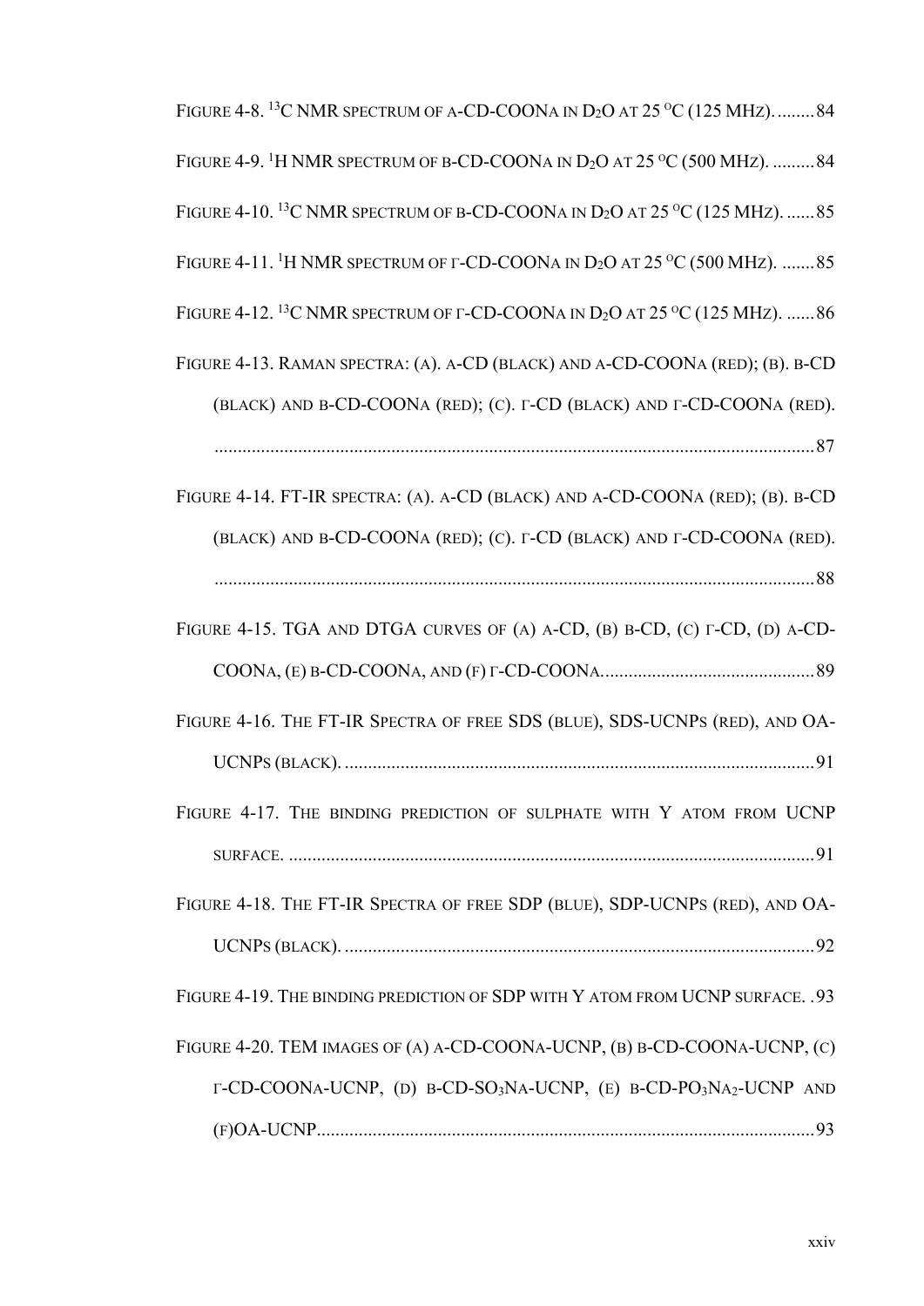Figure 4-8. $^{13}C$ NMR spectrum of α-CD-COONa in $D_2O$ at 25 °C (125 MHz). ........ 84

Figure 4-9. $^{1}H$ NMR spectrum of β-CD-COONa in $D_2O$ at 25 °C (500 MHz). ......... 84

Figure 4-10. $^{13}C$ NMR spectrum of β-CD-COONa in $D_2O$ at 25 °C (125 MHz). ...... 85

Figure 4-11. $^{1}H$ NMR spectrum of γ-CD-COONa in $D_2O$ at 25 °C (500 MHz). ....... 85

Figure 4-12. $^{13}C$ NMR spectrum of γ-CD-COONa in $D_2O$ at 25 °C (125 MHz). ...... 86

Figure 4-13. Raman spectra: (a). α-CD (black) and α-CD-COONa (red); (b). β-CD (black) and β-CD-COONa (red); (c). γ-CD (black) and γ-CD-COONa (red). ................................................................................................................................ 87

Figure 4-14. FT-IR spectra: (a). α-CD (black) and α-CD-COONa (red); (b). β-CD (black) and β-CD-COONa (red); (c). γ-CD (black) and γ-CD-COONa (red). ................................................................................................................................ 88

Figure 4-15. TGA and DTGA curves of (a) α-CD, (b) β-CD, (c) γ-CD, (d) α-CD-COONa, (e) β-CD-COONa, and (f) γ-CD-COONa. ............................................. 89

Figure 4-16. The FT-IR Spectra of free SDS (blue), SDS-UCNPs (red), and OA-UCNPs (black). .................................................................................................... 91

Figure 4-17. The binding prediction of sulphate with Y atom from UCNP surface. ................................................................................................................ 91

Figure 4-18. The FT-IR Spectra of free SDP (blue), SDP-UCNPs (red), and OA-UCNPs (black). .................................................................................................... 92

Figure 4-19. The binding prediction of SDP with Y atom from UCNP surface. . 93

Figure 4-20. TEM images of (a) α-CD-COONa-UCNP, (b) β-CD-COONa-UCNP, (c) γ-CD-COONa-UCNP, (d) β-CD-$SO_3Na$-UCNP, (e) β-CD-$PO_3Na_2$-UCNP and (f)OA-UCNP......................................................................................................... 93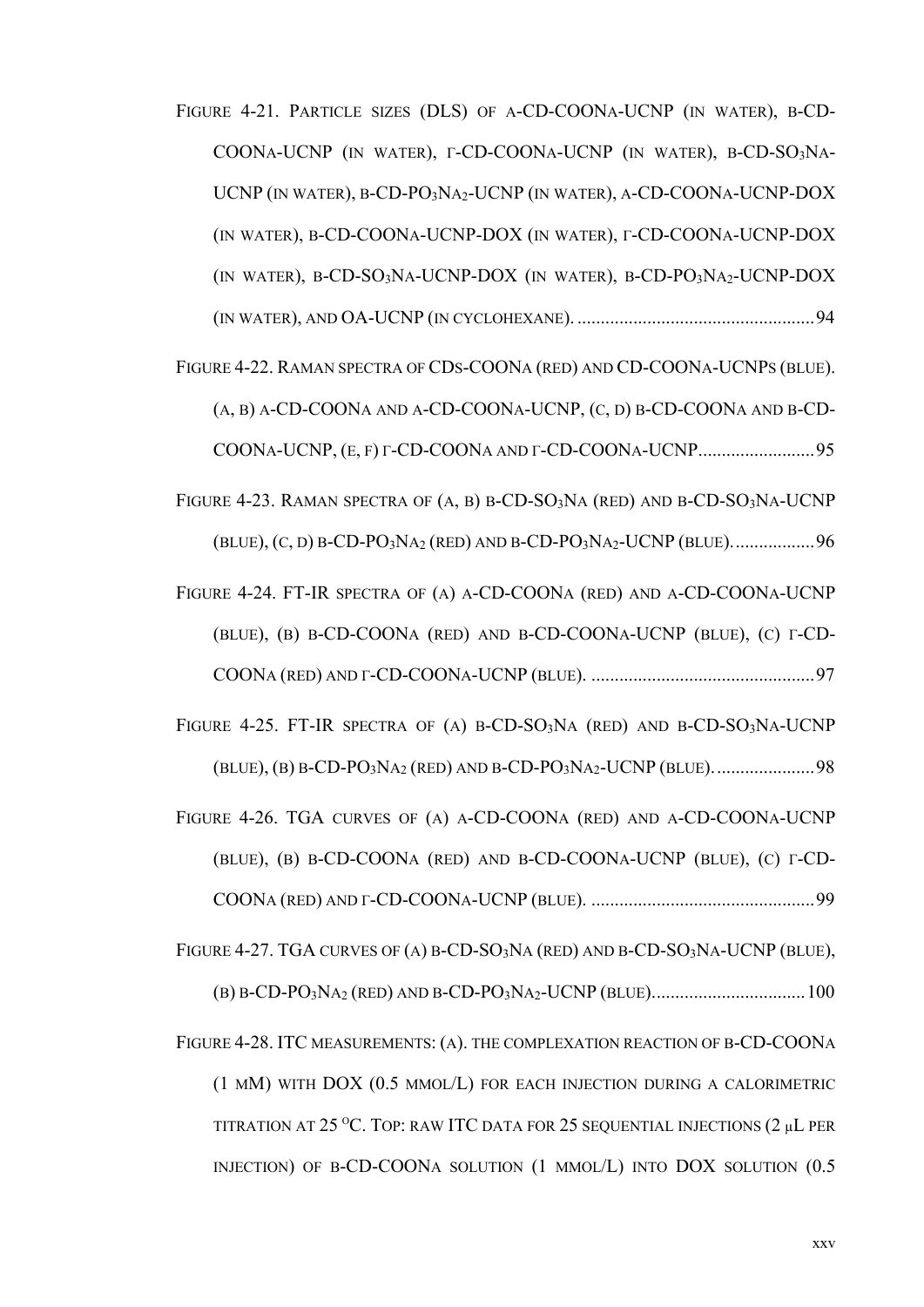FIGURE 4-21. PARTICLE SIZES (DLS) OF A-CD-COONA-UCNP (IN WATER), B-CD-COONA-UCNP (IN WATER), Γ-CD-COONA-UCNP (IN WATER), B-CD-$SO_3$NA-UCNP (IN WATER), B-CD-$PO_3$$NA_2$-UCNP (IN WATER), A-CD-COONA-UCNP-DOX (IN WATER), B-CD-COONA-UCNP-DOX (IN WATER), Γ-CD-COONA-UCNP-DOX (IN WATER), B-CD-$SO_3$NA-UCNP-DOX (IN WATER), B-CD-$PO_3$$NA_2$-UCNP-DOX (IN WATER), AND OA-UCNP (IN CYCLOHEXANE). .................................................. 94

FIGURE 4-22. RAMAN SPECTRA OF CDS-COONA (RED) AND CD-COONA-UCNPS (BLUE). (A, B) A-CD-COONA AND A-CD-COONA-UCNP, (C, D) B-CD-COONA AND B-CD-COONA-UCNP, (E, F) Γ-CD-COONA AND Γ-CD-COONA-UCNP........................ 95

FIGURE 4-23. RAMAN SPECTRA OF (A, B) B-CD-$SO_3$NA (RED) AND B-CD-$SO_3$NA-UCNP (BLUE), (C, D) B-CD-$PO_3$$NA_2$ (RED) AND B-CD-$PO_3$$NA_2$-UCNP (BLUE). ................ 96

FIGURE 4-24. FT-IR SPECTRA OF (A) A-CD-COONA (RED) AND A-CD-COONA-UCNP (BLUE), (B) B-CD-COONA (RED) AND B-CD-COONA-UCNP (BLUE), (C) Γ-CD-COONA (RED) AND Γ-CD-COONA-UCNP (BLUE). ............................................... 97

FIGURE 4-25. FT-IR SPECTRA OF (A) B-CD-$SO_3$NA (RED) AND B-CD-$SO_3$NA-UCNP (BLUE), (B) B-CD-$PO_3$$NA_2$ (RED) AND B-CD-$PO_3$$NA_2$-UCNP (BLUE). .................... 98

FIGURE 4-26. TGA CURVES OF (A) A-CD-COONA (RED) AND A-CD-COONA-UCNP (BLUE), (B) B-CD-COONA (RED) AND B-CD-COONA-UCNP (BLUE), (C) Γ-CD-COONA (RED) AND Γ-CD-COONA-UCNP (BLUE). ............................................... 99

FIGURE 4-27. TGA CURVES OF (A) B-CD-$SO_3$NA (RED) AND B-CD-$SO_3$NA-UCNP (BLUE), (B) B-CD-$PO_3$$NA_2$ (RED) AND B-CD-$PO_3$$NA_2$-UCNP (BLUE)................................ 100

FIGURE 4-28. ITC MEASUREMENTS: (A). THE COMPLEXATION REACTION OF B-CD-COONA (1 MM) WITH DOX (0.5 MMOL/L) FOR EACH INJECTION DURING A CALORIMETRIC TITRATION AT 25 $^{O}$C. TOP: RAW ITC DATA FOR 25 SEQUENTIAL INJECTIONS (2 μL PER INJECTION) OF B-CD-COONA SOLUTION (1 MMOL/L) INTO DOX SOLUTION (0.5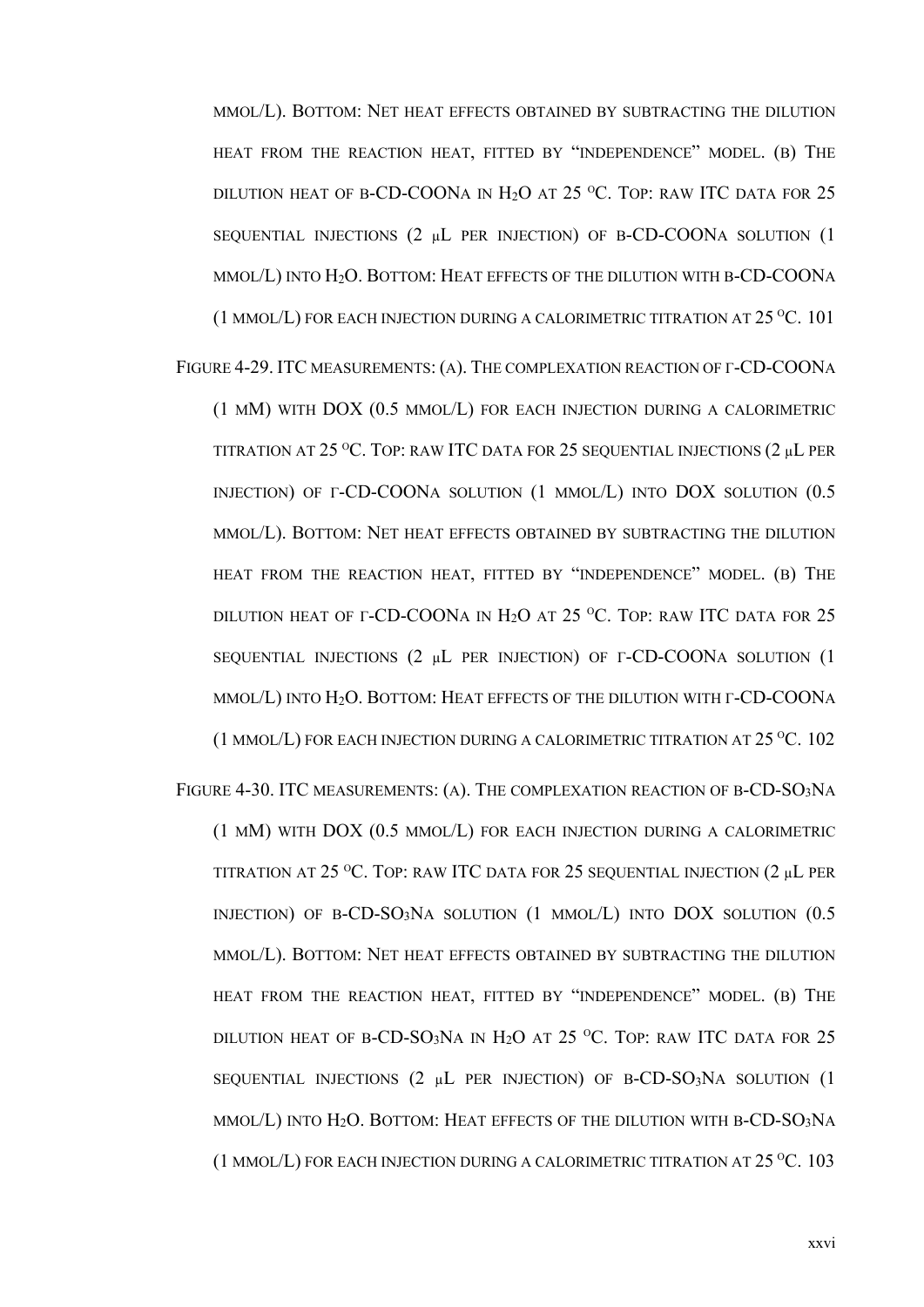MMOL/L). BOTTOM: NET HEAT EFFECTS OBTAINED BY SUBTRACTING THE DILUTION HEAT FROM THE REACTION HEAT, FITTED BY "INDEPENDENCE" MODEL. (B) THE DILUTION HEAT OF Β-CD-COONA IN $H_2O$ AT 25 $^{O}$C. TOP: RAW ITC DATA FOR 25 SEQUENTIAL INJECTIONS (2 μL PER INJECTION) OF Β-CD-COONA SOLUTION (1 MMOL/L) INTO $H_2O$. BOTTOM: HEAT EFFECTS OF THE DILUTION WITH Β-CD-COONA (1 MMOL/L) FOR EACH INJECTION DURING A CALORIMETRIC TITRATION AT 25 $^{O}$C. 101

FIGURE 4-29. ITC MEASUREMENTS: (A). THE COMPLEXATION REACTION OF Γ-CD-COONA (1 MM) WITH DOX (0.5 MMOL/L) FOR EACH INJECTION DURING A CALORIMETRIC TITRATION AT 25 $^{O}$C. TOP: RAW ITC DATA FOR 25 SEQUENTIAL INJECTIONS (2 μL PER INJECTION) OF Γ-CD-COONA SOLUTION (1 MMOL/L) INTO DOX SOLUTION (0.5 MMOL/L). BOTTOM: NET HEAT EFFECTS OBTAINED BY SUBTRACTING THE DILUTION HEAT FROM THE REACTION HEAT, FITTED BY "INDEPENDENCE" MODEL. (B) THE DILUTION HEAT OF Γ-CD-COONA IN $H_2O$ AT 25 $^{O}$C. TOP: RAW ITC DATA FOR 25 SEQUENTIAL INJECTIONS (2 μL PER INJECTION) OF Γ-CD-COONA SOLUTION (1 MMOL/L) INTO $H_2O$. BOTTOM: HEAT EFFECTS OF THE DILUTION WITH Γ-CD-COONA (1 MMOL/L) FOR EACH INJECTION DURING A CALORIMETRIC TITRATION AT 25 $^{O}$C. 102

FIGURE 4-30. ITC MEASUREMENTS: (A). THE COMPLEXATION REACTION OF Β-CD-$SO_3$NA (1 MM) WITH DOX (0.5 MMOL/L) FOR EACH INJECTION DURING A CALORIMETRIC TITRATION AT 25 $^{O}$C. TOP: RAW ITC DATA FOR 25 SEQUENTIAL INJECTION (2 μL PER INJECTION) OF Β-CD-$SO_3$NA SOLUTION (1 MMOL/L) INTO DOX SOLUTION (0.5 MMOL/L). BOTTOM: NET HEAT EFFECTS OBTAINED BY SUBTRACTING THE DILUTION HEAT FROM THE REACTION HEAT, FITTED BY "INDEPENDENCE" MODEL. (B) THE DILUTION HEAT OF Β-CD-$SO_3$NA IN $H_2O$ AT 25 $^{O}$C. TOP: RAW ITC DATA FOR 25 SEQUENTIAL INJECTIONS (2 μL PER INJECTION) OF Β-CD-$SO_3$NA SOLUTION (1 MMOL/L) INTO $H_2O$. BOTTOM: HEAT EFFECTS OF THE DILUTION WITH Β-CD-$SO_3$NA (1 MMOL/L) FOR EACH INJECTION DURING A CALORIMETRIC TITRATION AT 25 $^{O}$C. 103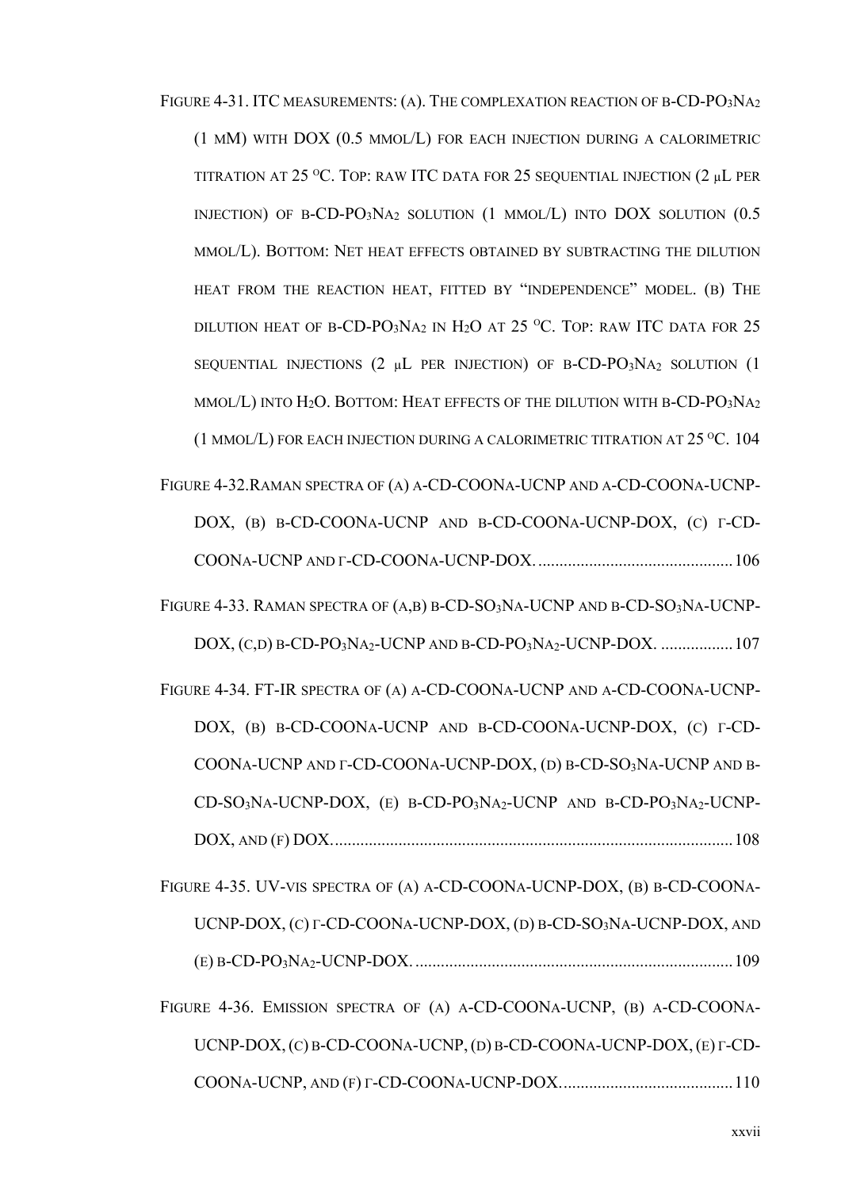Figure 4-31. ITC measurements: (a). The complexation reaction of β-CD-$PO_3Na_2$ (1 mM) with DOX (0.5 mmol/L) for each injection during a calorimetric titration at 25 $^{o}C$. Top: raw ITC data for 25 sequential injection (2 μL per injection) of β-CD-$PO_3Na_2$ solution (1 mmol/L) into DOX solution (0.5 mmol/L). Bottom: Net heat effects obtained by subtracting the dilution heat from the reaction heat, fitted by "independence" model. (b) The dilution heat of β-CD-$PO_3Na_2$ in $H_2O$ at 25 $^{o}C$. Top: raw ITC data for 25 sequential injections (2 μL per injection) of β-CD-$PO_3Na_2$ solution (1 mmol/L) into $H_2O$. Bottom: Heat effects of the dilution with β-CD-$PO_3Na_2$ (1 mmol/L) for each injection during a calorimetric titration at 25 $^{o}C$. 104

Figure 4-32. Raman spectra of (a) α-CD-COONa-UCNP and α-CD-COONa-UCNP-DOX, (b) β-CD-COONa-UCNP and β-CD-COONa-UCNP-DOX, (c) γ-CD-COONa-UCNP and γ-CD-COONa-UCNP-DOX. .............................................. 106

Figure 4-33. Raman spectra of (a,b) β-CD-$SO_3Na$-UCNP and β-CD-$SO_3Na$-UCNP-DOX, (c,d) β-CD-$PO_3Na_2$-UCNP and β-CD-$PO_3Na_2$-UCNP-DOX. ................. 107

Figure 4-34. FT-IR spectra of (a) α-CD-COONa-UCNP and α-CD-COONa-UCNP-DOX, (b) β-CD-COONa-UCNP and β-CD-COONa-UCNP-DOX, (c) γ-CD-COONa-UCNP and γ-CD-COONa-UCNP-DOX, (d) β-CD-$SO_3Na$-UCNP and β-CD-$SO_3Na$-UCNP-DOX, (e) β-CD-$PO_3Na_2$-UCNP and β-CD-$PO_3Na_2$-UCNP-DOX, and (f) DOX. .............................................................................................. 108

Figure 4-35. UV-vis spectra of (a) α-CD-COONa-UCNP-DOX, (b) β-CD-COONa-UCNP-DOX, (c) γ-CD-COONa-UCNP-DOX, (d) β-CD-$SO_3Na$-UCNP-DOX, and (e) β-CD-$PO_3Na_2$-UCNP-DOX. .......................................................................... 109

Figure 4-36. Emission spectra of (a) α-CD-COONa-UCNP, (b) α-CD-COONa-UCNP-DOX, (c) β-CD-COONa-UCNP, (d) β-CD-COONa-UCNP-DOX, (e) γ-CD-COONa-UCNP, and (f) γ-CD-COONa-UCNP-DOX. ........................................ 110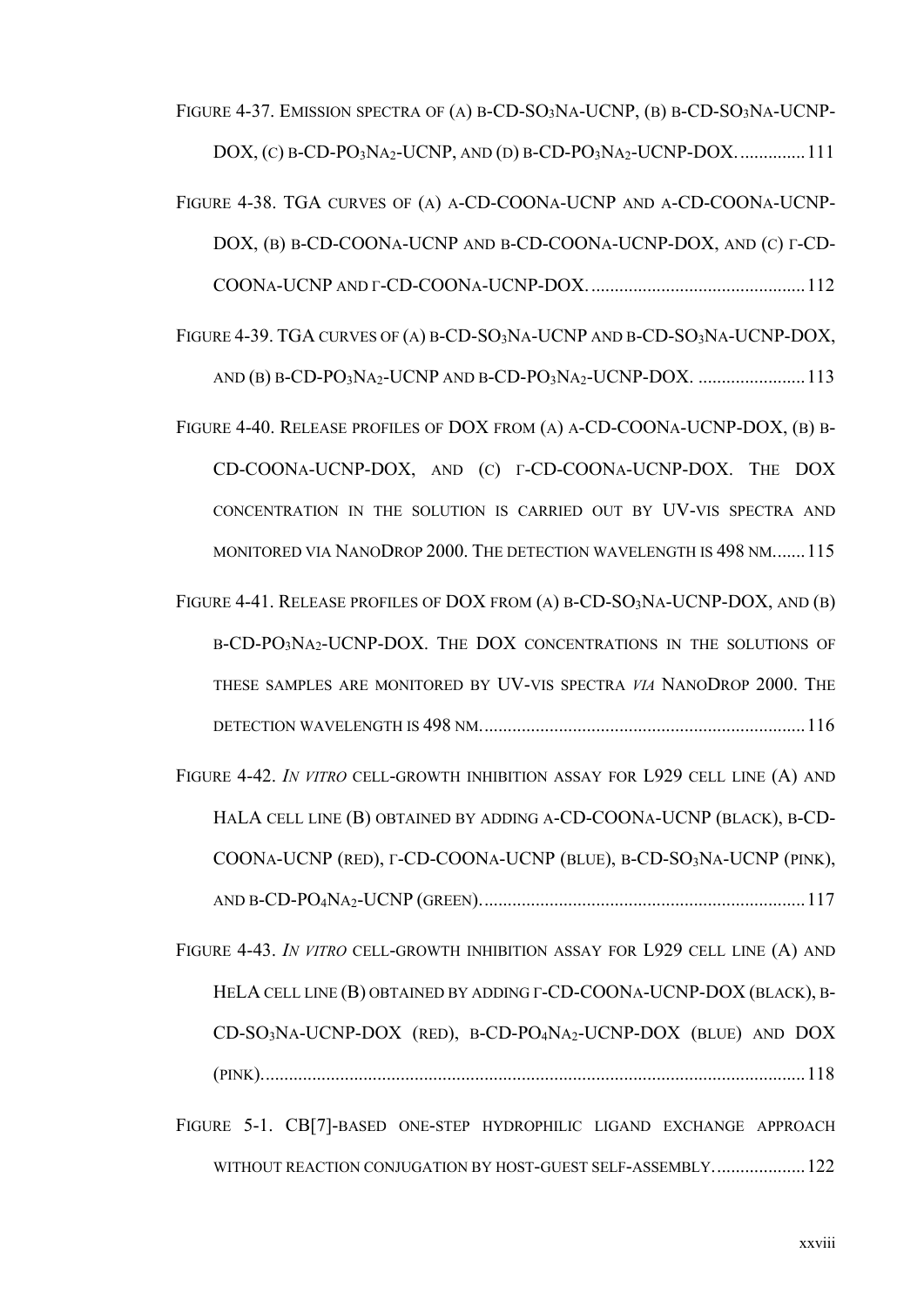Figure 4-37. Emission spectra of (a) β-CD-$SO_3Na$-UCNP, (b) β-CD-$SO_3Na$-UCNP-DOX, (c) β-CD-$PO_3Na_2$-UCNP, and (d) β-CD-$PO_3Na_2$-UCNP-DOX. .............. 111

Figure 4-38. TGA curves of (a) α-CD-COONa-UCNP and α-CD-COONa-UCNP-DOX, (b) β-CD-COONa-UCNP and β-CD-COONa-UCNP-DOX, and (c) γ-CD-COONa-UCNP and γ-CD-COONa-UCNP-DOX. .............................................. 112

Figure 4-39. TGA curves of (a) β-CD-$SO_3Na$-UCNP and β-CD-$SO_3Na$-UCNP-DOX, and (b) β-CD-$PO_3Na_2$-UCNP and β-CD-$PO_3Na_2$-UCNP-DOX. ....................... 113

Figure 4-40. Release profiles of DOX from (a) α-CD-COONa-UCNP-DOX, (b) β-CD-COONa-UCNP-DOX, and (c) γ-CD-COONa-UCNP-DOX. The DOX concentration in the solution is carried out by UV-vis spectra and monitored via NanoDrop 2000. The detection wavelength is 498 nm. ...... 115

Figure 4-41. Release profiles of DOX from (a) β-CD-$SO_3Na$-UCNP-DOX, and (b) β-CD-$PO_3Na_2$-UCNP-DOX. The DOX concentrations in the solutions of these samples are monitored by UV-vis spectra *via* NanoDrop 2000. The detection wavelength is 498 nm. ..................................................................... 116

Figure 4-42. *In vitro* cell-growth inhibition assay for L929 cell line (A) and HaLA cell line (B) obtained by adding α-CD-COONa-UCNP (black), β-CD-COONa-UCNP (red), γ-CD-COONa-UCNP (blue), β-CD-$SO_3Na$-UCNP (pink), and β-CD-$PO_4Na_2$-UCNP (green). ..................................................................... 117

Figure 4-43. *In vitro* cell-growth inhibition assay for L929 cell line (A) and HeLA cell line (B) obtained by adding γ-CD-COONa-UCNP-DOX (black), β-CD-$SO_3Na$-UCNP-DOX (red), β-CD-$PO_4Na_2$-UCNP-DOX (blue) and DOX (pink). ................................................................................................................ 118

Figure 5-1. CB[7]-based one-step hydrophilic ligand exchange approach without reaction conjugation by host-guest self-assembly. ................... 122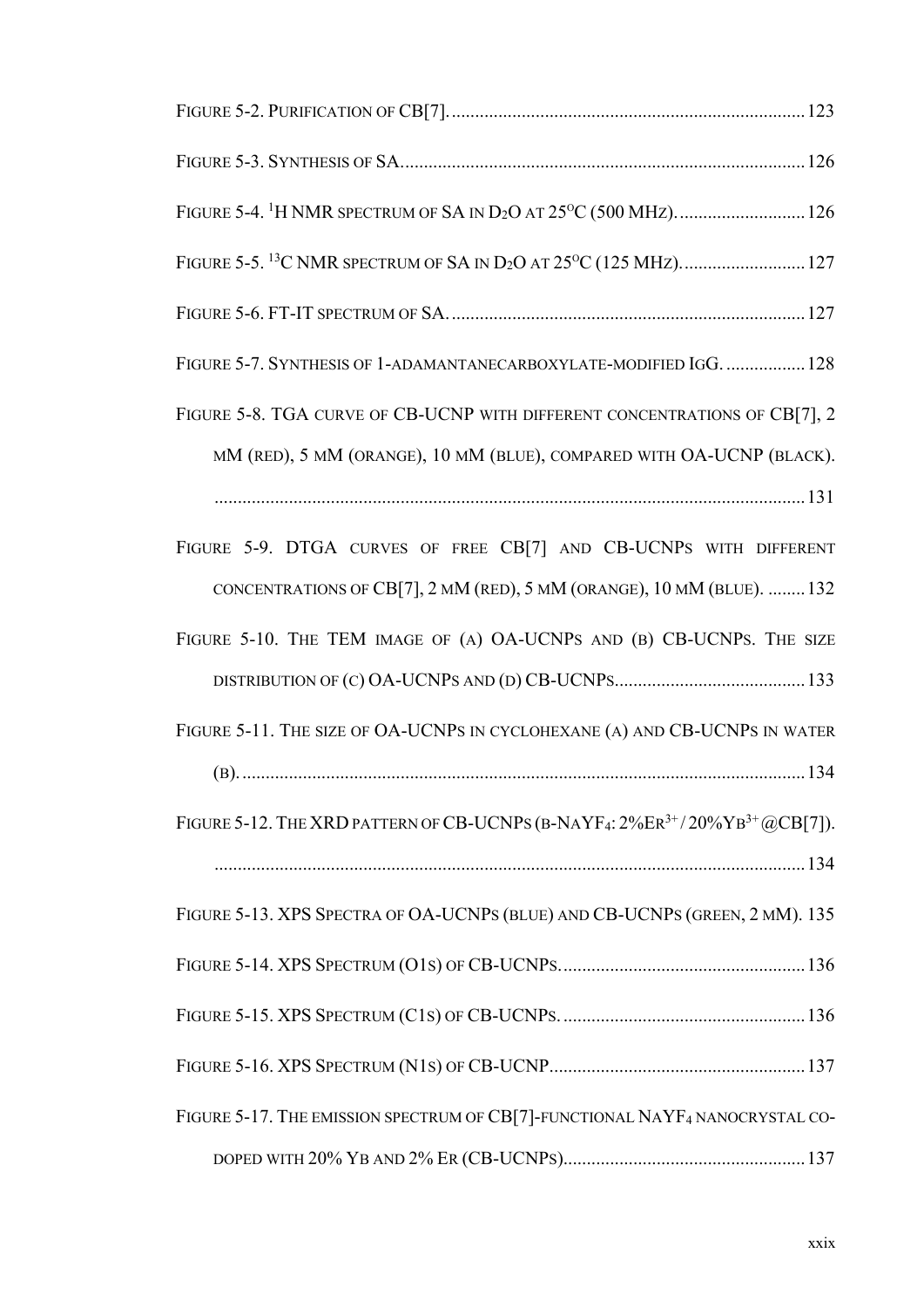Figure 5-2. Purification of CB[7]. .......................................................................... 123

Figure 5-3. Synthesis of SA. .................................................................................... 126

Figure 5-4. $^{1}$H NMR spectrum of SA in $D_2O$ at 25$^{O}$C (500 MHz). .......................... 126

Figure 5-5. $^{13}$C NMR spectrum of SA in $D_2O$ at 25$^{O}$C (125 MHz). ......................... 127

Figure 5-6. FT-IT spectrum of SA. .......................................................................... 127

Figure 5-7. Synthesis of 1-adamantanecarboxylate-modified IgG. ................ 128

Figure 5-8. TGA curve of CB-UCNP with different concentrations of CB[7], 2 mM (red), 5 mM (orange), 10 mM (blue), compared with OA-UCNP (black). ............................................................................................................ 131

Figure 5-9. DTGA curves of free CB[7] and CB-UCNPs with different concentrations of CB[7], 2 mM (red), 5 mM (orange), 10 mM (blue). ........ 132

Figure 5-10. The TEM image of (a) OA-UCNPs and (b) CB-UCNPs. The size distribution of (c) OA-UCNPs and (d) CB-UCNPs. ........................................ 133

Figure 5-11. The size of OA-UCNPs in cyclohexane (a) and CB-UCNPs in water (b). ....................................................................................................................... 134

Figure 5-12. The XRD pattern of CB-UCNPs (β-$NaYF_4$: 2%$Er^{3+}$ / 20%$Yb^{3+}$@CB[7]). ............................................................................................................ 134

Figure 5-13. XPS Spectra of OA-UCNPs (blue) and CB-UCNPs (green, 2 mM). 135

Figure 5-14. XPS Spectrum (O1s) of CB-UCNPs. ................................................... 136

Figure 5-15. XPS Spectrum (C1s) of CB-UCNPs. ................................................... 136

Figure 5-16. XPS Spectrum (N1s) of CB-UCNP. ...................................................... 137

Figure 5-17. The emission spectrum of CB[7]-functional $NaYF_4$ nanocrystal co-doped with 20% Yb and 2% Er (CB-UCNPs). .................................................. 137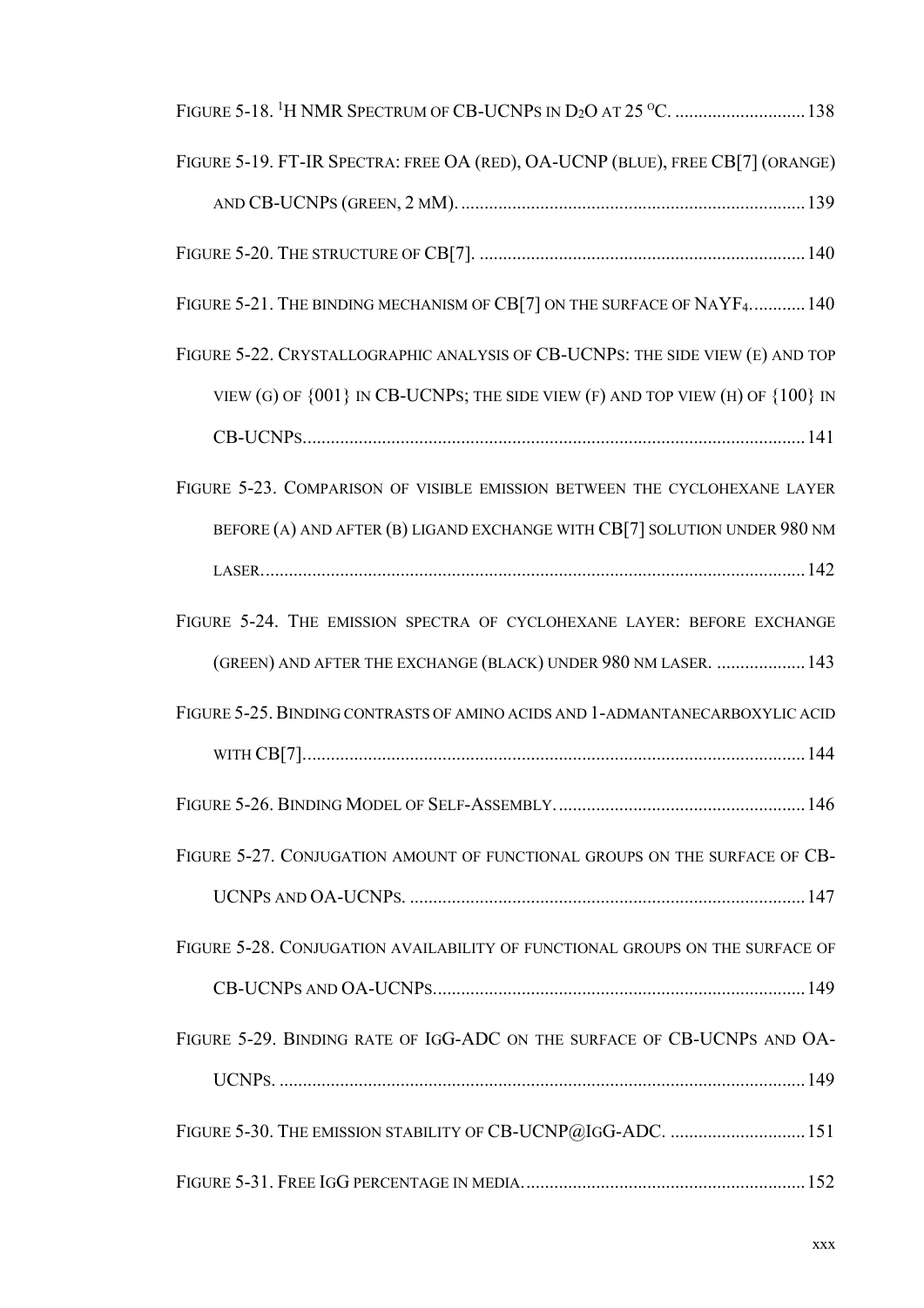Figure 5-18. $^1$H NMR Spectrum of CB-UCNPs in $D_2O$ at 25 $^oC$. ............................ 138

Figure 5-19. FT-IR Spectra: free OA (red), OA-UCNP (blue), free CB[7] (orange) and CB-UCNPs (green, 2 mM). ............................ 139

Figure 5-20. The structure of CB[7]. ............................ 140

Figure 5-21. The binding mechanism of CB[7] on the surface of $NaYF_4$. ............................ 140

Figure 5-22. Crystallographic analysis of CB-UCNPs: the side view (e) and top view (g) of {001} in CB-UCNPs; the side view (f) and top view (h) of {100} in CB-UCNPs. ............................ 141

Figure 5-23. Comparison of visible emission between the cyclohexane layer before (a) and after (b) ligand exchange with CB[7] solution under 980 nm laser. ............................ 142

Figure 5-24. The emission spectra of cyclohexane layer: before exchange (green) and after the exchange (black) under 980 nm laser. ............................ 143

Figure 5-25. Binding contrasts of amino acids and 1-admantanecarboxylic acid with CB[7]. ............................ 144

Figure 5-26. Binding Model of Self-Assembly. ............................ 146

Figure 5-27. Conjugation amount of functional groups on the surface of CB-UCNPs and OA-UCNPs. ............................ 147

Figure 5-28. Conjugation availability of functional groups on the surface of CB-UCNPs and OA-UCNPs. ............................ 149

Figure 5-29. Binding rate of IgG-ADC on the surface of CB-UCNPs and OA-UCNPs. ............................ 149

Figure 5-30. The emission stability of CB-UCNP@IgG-ADC. ............................ 151

Figure 5-31. Free IgG percentage in media. ............................ 152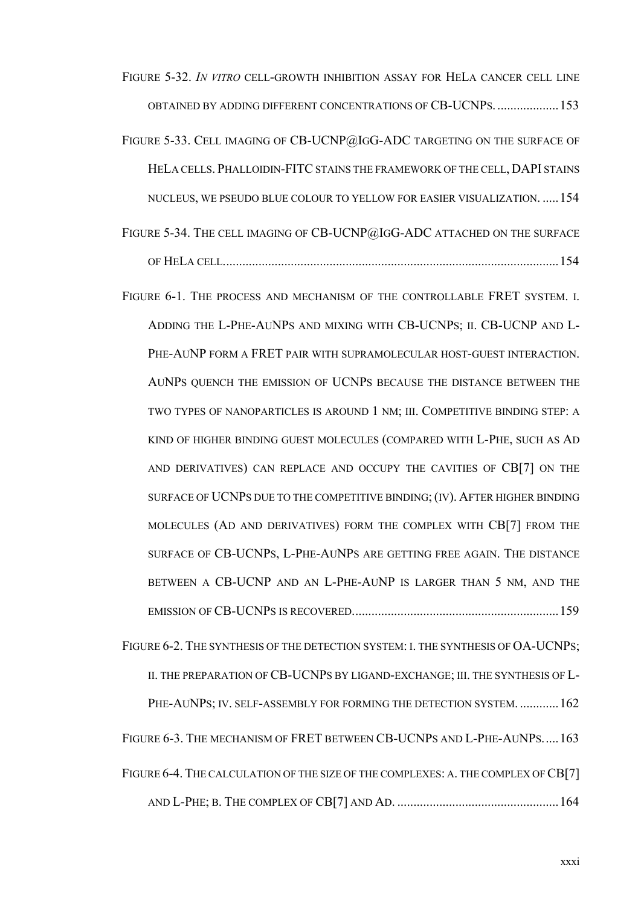Figure 5-32. *In vitro* cell-growth inhibition assay for HeLa cancer cell line obtained by adding different concentrations of CB-UCNPs. ...................153

Figure 5-33. Cell imaging of CB-UCNP@IgG-ADC targeting on the surface of HeLa cells. Phalloidin-FITC stains the framework of the cell, DAPI stains nucleus, we pseudo blue colour to yellow for easier visualization. ......154

Figure 5-34. The cell imaging of CB-UCNP@IgG-ADC attached on the surface of HeLa cell.......................................................................................................154

Figure 6-1. The process and mechanism of the controllable FRET system. i. Adding the L-Phe-AuNPs and mixing with CB-UCNPs; ii. CB-UCNP and L-Phe-AuNP form a FRET pair with supramolecular host-guest interaction. AuNPs quench the emission of UCNPs because the distance between the two types of nanoparticles is around 1 nm; iii. Competitive binding step: a kind of higher binding guest molecules (compared with L-Phe, such as Ad and derivatives) can replace and occupy the cavities of CB[7] on the surface of UCNPs due to the competitive binding; (iv). After higher binding molecules (Ad and derivatives) form the complex with CB[7] from the surface of CB-UCNPs, L-Phe-AuNPs are getting free again. The distance between a CB-UCNP and an L-Phe-AuNP is larger than 5 nm, and the emission of CB-UCNPs is recovered................................................................159

Figure 6-2. The synthesis of the detection system: i. the synthesis of OA-UCNPs; ii. the preparation of CB-UCNPs by ligand-exchange; iii. the synthesis of L-Phe-AuNPs; iv. self-assembly for forming the detection system. ............162

Figure 6-3. The mechanism of FRET between CB-UCNPs and L-Phe-AuNPs.....163

Figure 6-4. The calculation of the size of the complexes: a. the complex of CB[7] and L-Phe; b. The complex of CB[7] and Ad. ..................................................164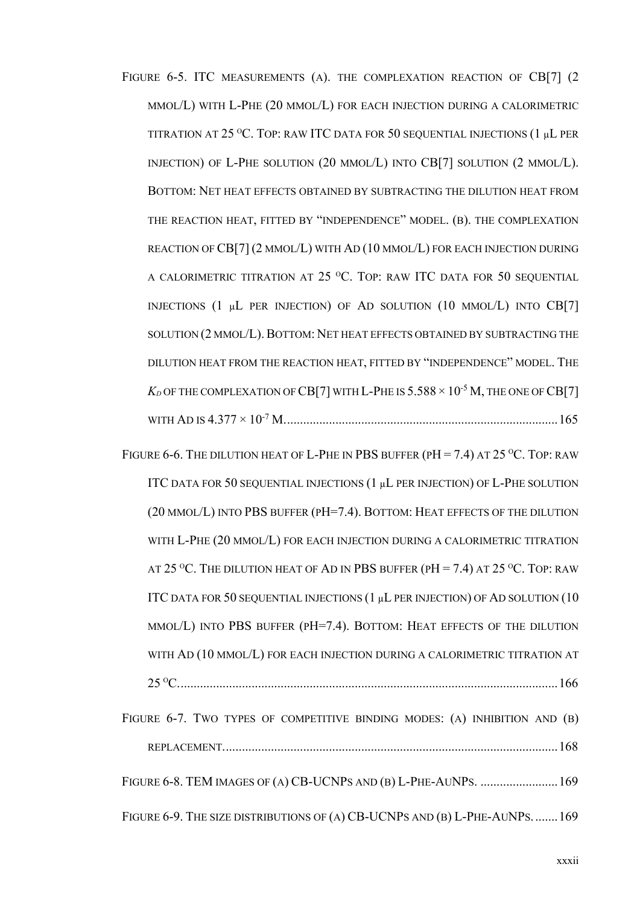Figure 6-5. ITC measurements (a). the complexation reaction of CB[7] (2 mmol/L) with L-Phe (20 mmol/L) for each injection during a calorimetric titration at 25 $^{o}$C. Top: raw ITC data for 50 sequential injections (1 μL per injection) of L-Phe solution (20 mmol/L) into CB[7] solution (2 mmol/L). Bottom: Net heat effects obtained by subtracting the dilution heat from the reaction heat, fitted by "independence" model. (b). the complexation reaction of CB[7] (2 mmol/L) with Ad (10 mmol/L) for each injection during a calorimetric titration at 25 $^{o}$C. Top: raw ITC data for 50 sequential injections (1 μL per injection) of Ad solution (10 mmol/L) into CB[7] solution (2 mmol/L). Bottom: Net heat effects obtained by subtracting the dilution heat from the reaction heat, fitted by "independence" model. The $K_D$ of the complexation of CB[7] with L-Phe is $5.588 \times 10^{-5}$ M, the one of CB[7] with Ad is $4.377 \times 10^{-7}$ M. .......... 165

Figure 6-6. The dilution heat of L-Phe in PBS buffer (pH = 7.4) at 25 $^{o}$C. Top: raw ITC data for 50 sequential injections (1 μL per injection) of L-Phe solution (20 mmol/L) into PBS buffer (pH=7.4). Bottom: Heat effects of the dilution with L-Phe (20 mmol/L) for each injection during a calorimetric titration at 25 $^{o}$C. The dilution heat of Ad in PBS buffer (pH = 7.4) at 25 $^{o}$C. Top: raw ITC data for 50 sequential injections (1 μL per injection) of Ad solution (10 mmol/L) into PBS buffer (pH=7.4). Bottom: Heat effects of the dilution with Ad (10 mmol/L) for each injection during a calorimetric titration at 25 $^{o}$C. .......... 166

Figure 6-7. Two types of competitive binding modes: (a) inhibition and (b) replacement. .......... 168

Figure 6-8. TEM images of (a) CB-UCNPs and (b) L-Phe-AuNPs. .......... 169

Figure 6-9. The size distributions of (a) CB-UCNPs and (b) L-Phe-AuNPs. .......... 169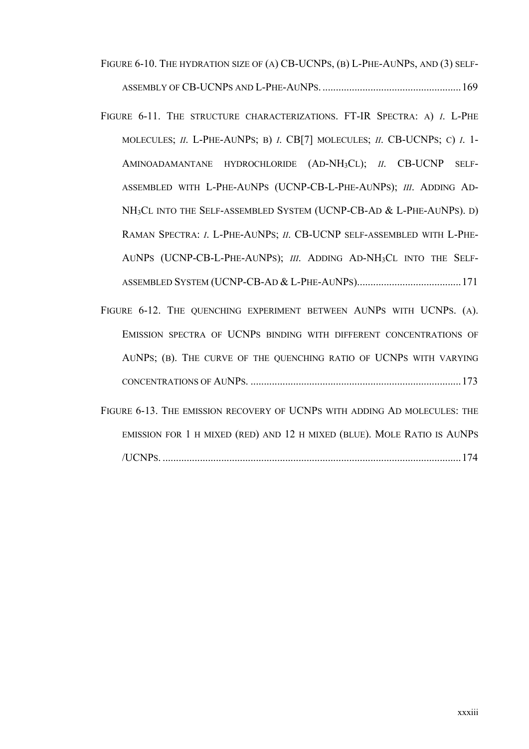Figure 6-10. The hydration size of (a) CB-UCNPs, (b) L-Phe-AuNPs, and (3) self-assembly of CB-UCNPs and L-Phe-AuNPs. .................................................... 169

Figure 6-11. The structure characterizations. FT-IR Spectra: a) *i.* L-Phe molecules; *ii.* L-Phe-AuNPs; b) *i.* CB[7] molecules; *ii.* CB-UCNPs; c) *i.* 1-Aminoadamantane hydrochloride (Ad-$NH_3Cl$); *ii.* CB-UCNP self-assembled with L-Phe-AuNPs (UCNP-CB-L-Phe-AuNPs); *iii.* Adding Ad-$NH_3Cl$ into the Self-assembled System (UCNP-CB-Ad & L-Phe-AuNPs). d) Raman Spectra: *i.* L-Phe-AuNPs; *ii.* CB-UCNP self-assembled with L-Phe-AuNPs (UCNP-CB-L-Phe-AuNPs); *iii.* Adding Ad-$NH_3Cl$ into the Self-assembled System (UCNP-CB-Ad & L-Phe-AuNPs). ...................................... 171

Figure 6-12. The quenching experiment between AuNPs with UCNPs. (a). Emission spectra of UCNPs binding with different concentrations of AuNPs; (b). The curve of the quenching ratio of UCNPs with varying concentrations of AuNPs. ............................................................................... 173

Figure 6-13. The emission recovery of UCNPs with adding Ad molecules: the emission for 1 h mixed (red) and 12 h mixed (blue). Mole Ratio is AuNPs /UCNPs. ............................................................................................................... 174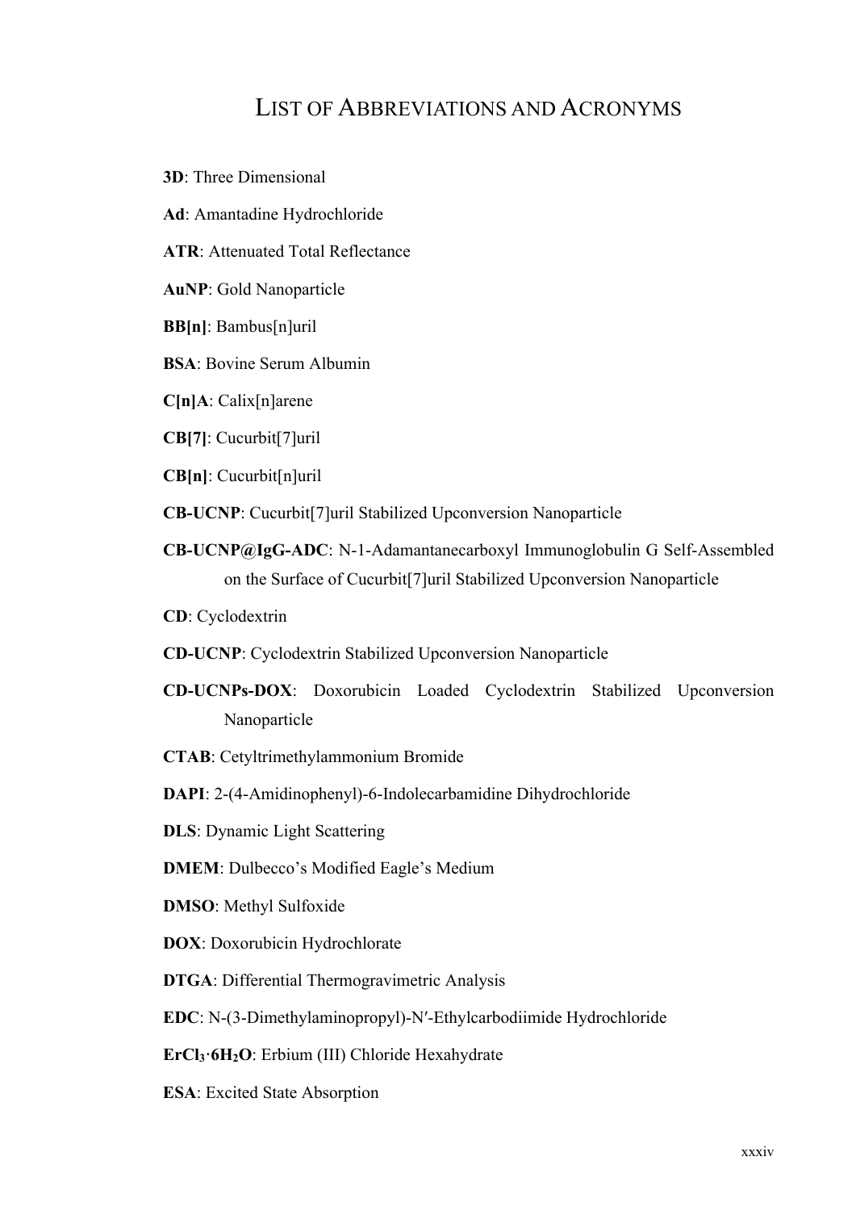# List of Abbreviations and Acronyms

**3D**: Three Dimensional

**Ad**: Amantadine Hydrochloride

**ATR**: Attenuated Total Reflectance

**AuNP**: Gold Nanoparticle

**BB[n]**: Bambus[n]uril

**BSA**: Bovine Serum Albumin

**C[n]A**: Calix[n]arene

**CB[7]**: Cucurbit[7]uril

**CB[n]**: Cucurbit[n]uril

**CB-UCNP**: Cucurbit[7]uril Stabilized Upconversion Nanoparticle

**CB-UCNP@IgG-ADC**: N-1-Adamantanecarboxyl Immunoglobulin G Self-Assembled on the Surface of Cucurbit[7]uril Stabilized Upconversion Nanoparticle

**CD**: Cyclodextrin

**CD-UCNP**: Cyclodextrin Stabilized Upconversion Nanoparticle

**CD-UCNPs-DOX**: Doxorubicin Loaded Cyclodextrin Stabilized Upconversion Nanoparticle

**CTAB**: Cetyltrimethylammonium Bromide

**DAPI**: 2-(4-Amidinophenyl)-6-Indolecarbamidine Dihydrochloride

**DLS**: Dynamic Light Scattering

**DMEM**: Dulbecco's Modified Eagle's Medium

**DMSO**: Methyl Sulfoxide

**DOX**: Doxorubicin Hydrochlorate

**DTGA**: Differential Thermogravimetric Analysis

**EDC**: N-(3-Dimethylaminopropyl)-N′-Ethylcarbodiimide Hydrochloride

**$ErCl_3 \cdot 6H_2O$**: Erbium (III) Chloride Hexahydrate

**ESA**: Excited State Absorption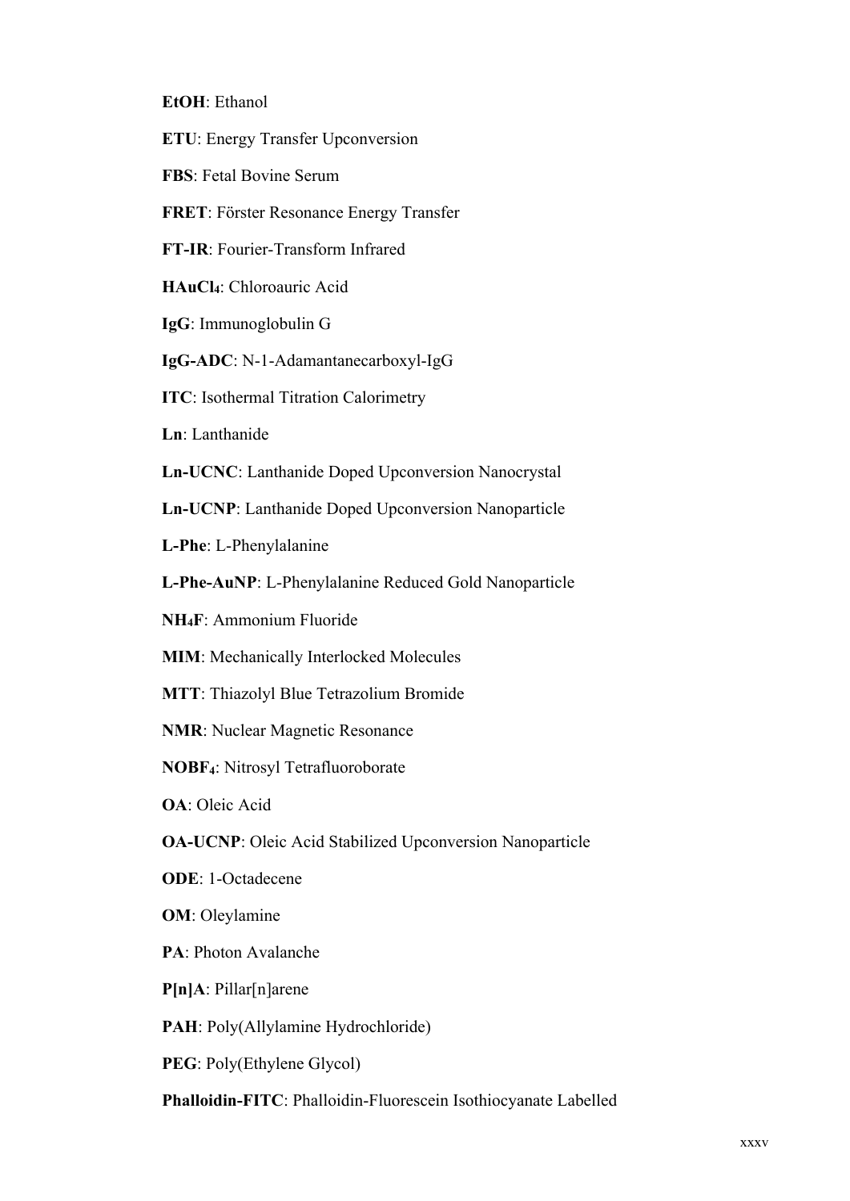**EtOH**: Ethanol

**ETU**: Energy Transfer Upconversion

**FBS**: Fetal Bovine Serum

**FRET**: Förster Resonance Energy Transfer

**FT-IR**: Fourier-Transform Infrared

**$HAuCl_4$**: Chloroauric Acid

**IgG**: Immunoglobulin G

**IgG-ADC**: N-1-Adamantanecarboxyl-IgG

**ITC**: Isothermal Titration Calorimetry

**Ln**: Lanthanide

**Ln-UCNC**: Lanthanide Doped Upconversion Nanocrystal

**Ln-UCNP**: Lanthanide Doped Upconversion Nanoparticle

**L-Phe**: L-Phenylalanine

**L-Phe-AuNP**: L-Phenylalanine Reduced Gold Nanoparticle

**$NH_4F$**: Ammonium Fluoride

**MIM**: Mechanically Interlocked Molecules

**MTT**: Thiazolyl Blue Tetrazolium Bromide

**NMR**: Nuclear Magnetic Resonance

**$NOBF_4$**: Nitrosyl Tetrafluoroborate

**OA**: Oleic Acid

**OA-UCNP**: Oleic Acid Stabilized Upconversion Nanoparticle

**ODE**: 1-Octadecene

**OM**: Oleylamine

**PA**: Photon Avalanche

**P[n]A**: Pillar[n]arene

**PAH**: Poly(Allylamine Hydrochloride)

**PEG**: Poly(Ethylene Glycol)

**Phalloidin-FITC**: Phalloidin-Fluorescein Isothiocyanate Labelled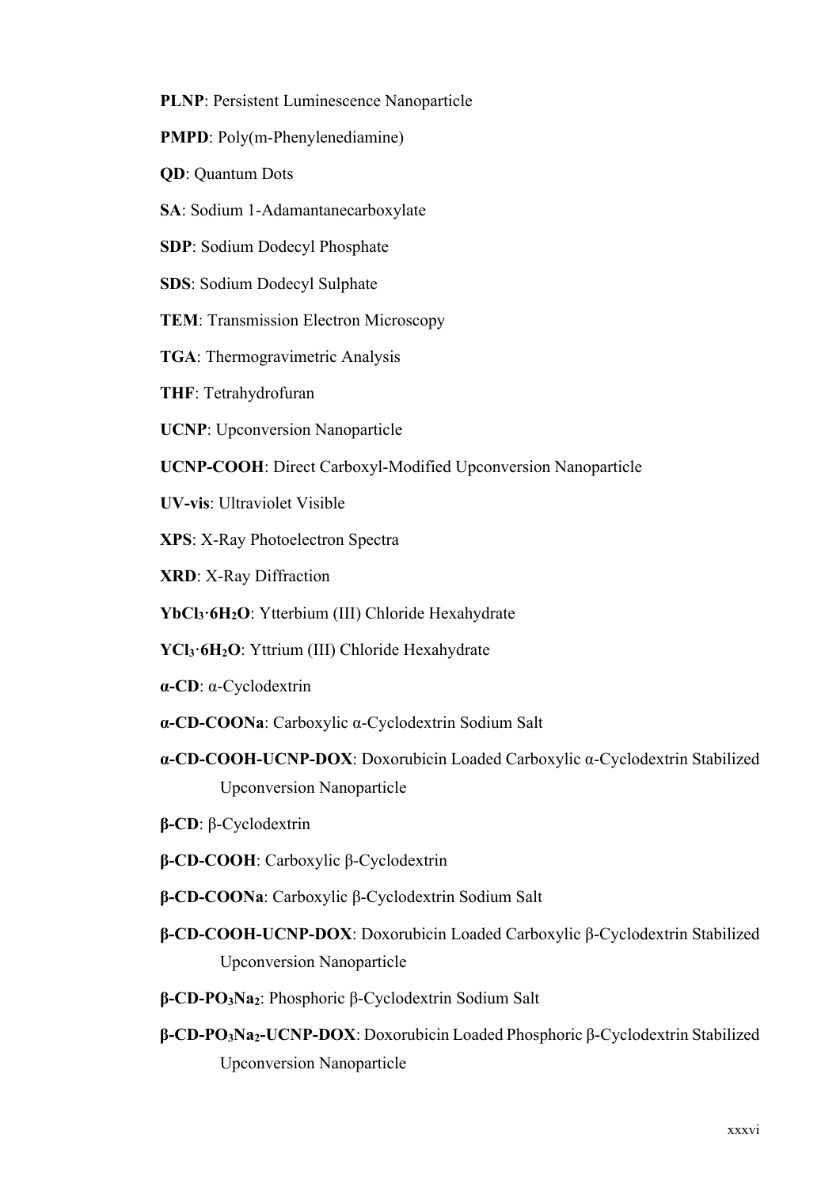**PLNP**: Persistent Luminescence Nanoparticle

**PMPD**: Poly(m-Phenylenediamine)

**QD**: Quantum Dots

**SA**: Sodium 1-Adamantanecarboxylate

**SDP**: Sodium Dodecyl Phosphate

**SDS**: Sodium Dodecyl Sulphate

**TEM**: Transmission Electron Microscopy

**TGA**: Thermogravimetric Analysis

**THF**: Tetrahydrofuran

**UCNP**: Upconversion Nanoparticle

**UCNP-COOH**: Direct Carboxyl-Modified Upconversion Nanoparticle

**UV-vis**: Ultraviolet Visible

**XPS**: X-Ray Photoelectron Spectra

**XRD**: X-Ray Diffraction

**$YbCl_3 \cdot 6H_2O$**: Ytterbium (III) Chloride Hexahydrate

**$YCl_3 \cdot 6H_2O$**: Yttrium (III) Chloride Hexahydrate

**α-CD**: α-Cyclodextrin

**α-CD-COONa**: Carboxylic α-Cyclodextrin Sodium Salt

**α-CD-COOH-UCNP-DOX**: Doxorubicin Loaded Carboxylic α-Cyclodextrin Stabilized Upconversion Nanoparticle

**β-CD**: β-Cyclodextrin

**β-CD-COOH**: Carboxylic β-Cyclodextrin

**β-CD-COONa**: Carboxylic β-Cyclodextrin Sodium Salt

**β-CD-COOH-UCNP-DOX**: Doxorubicin Loaded Carboxylic β-Cyclodextrin Stabilized Upconversion Nanoparticle

**β-CD-$PO_3Na_2$**: Phosphoric β-Cyclodextrin Sodium Salt

**β-CD-$PO_3Na_2$-UCNP-DOX**: Doxorubicin Loaded Phosphoric β-Cyclodextrin Stabilized Upconversion Nanoparticle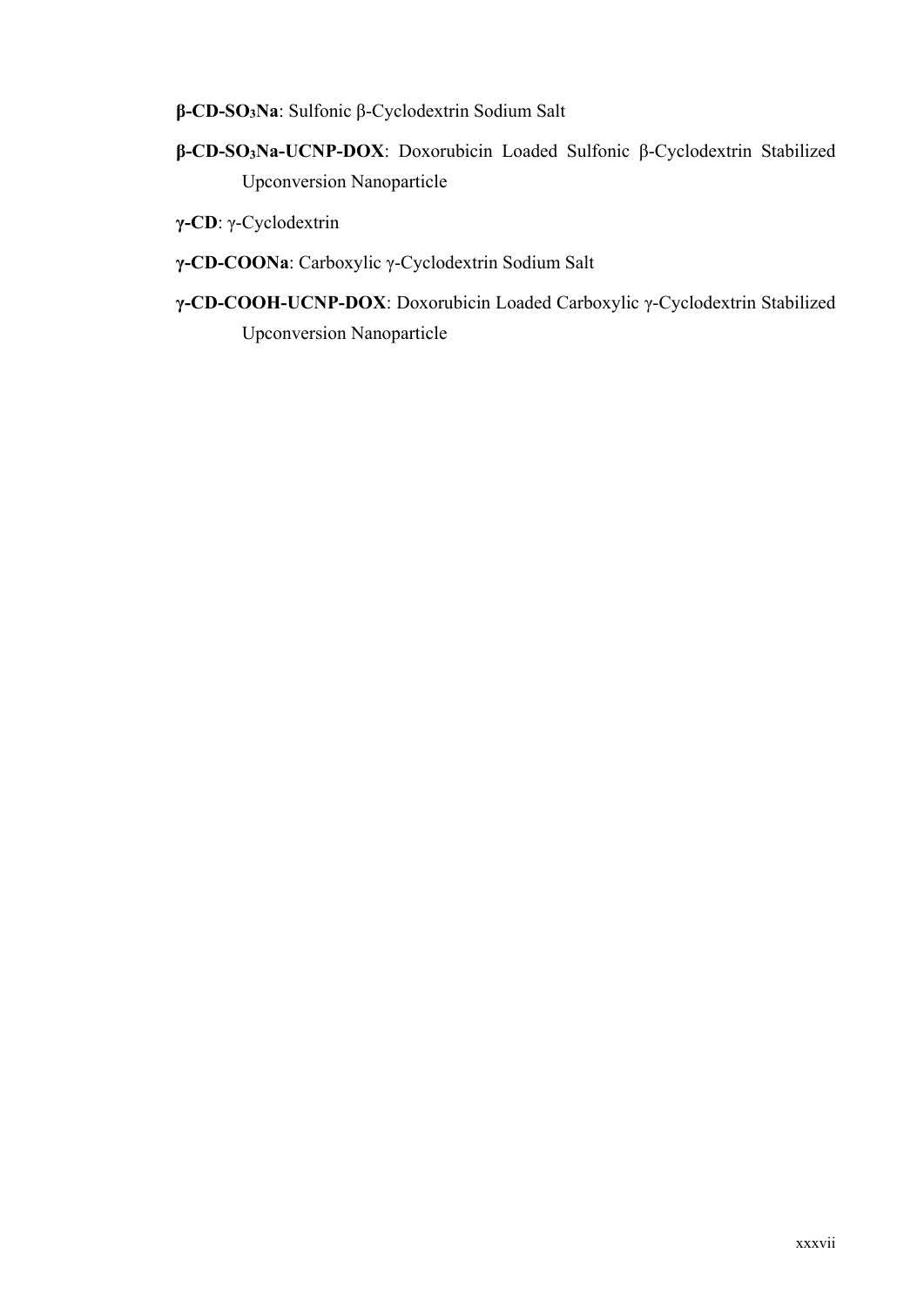**β-CD-$SO_3$Na**: Sulfonic β-Cyclodextrin Sodium Salt

**β-CD-$SO_3$Na-UCNP-DOX**: Doxorubicin Loaded Sulfonic β-Cyclodextrin Stabilized Upconversion Nanoparticle

**γ-CD**: γ-Cyclodextrin

**γ-CD-COONa**: Carboxylic γ-Cyclodextrin Sodium Salt

**γ-CD-COOH-UCNP-DOX**: Doxorubicin Loaded Carboxylic γ-Cyclodextrin Stabilized Upconversion Nanoparticle